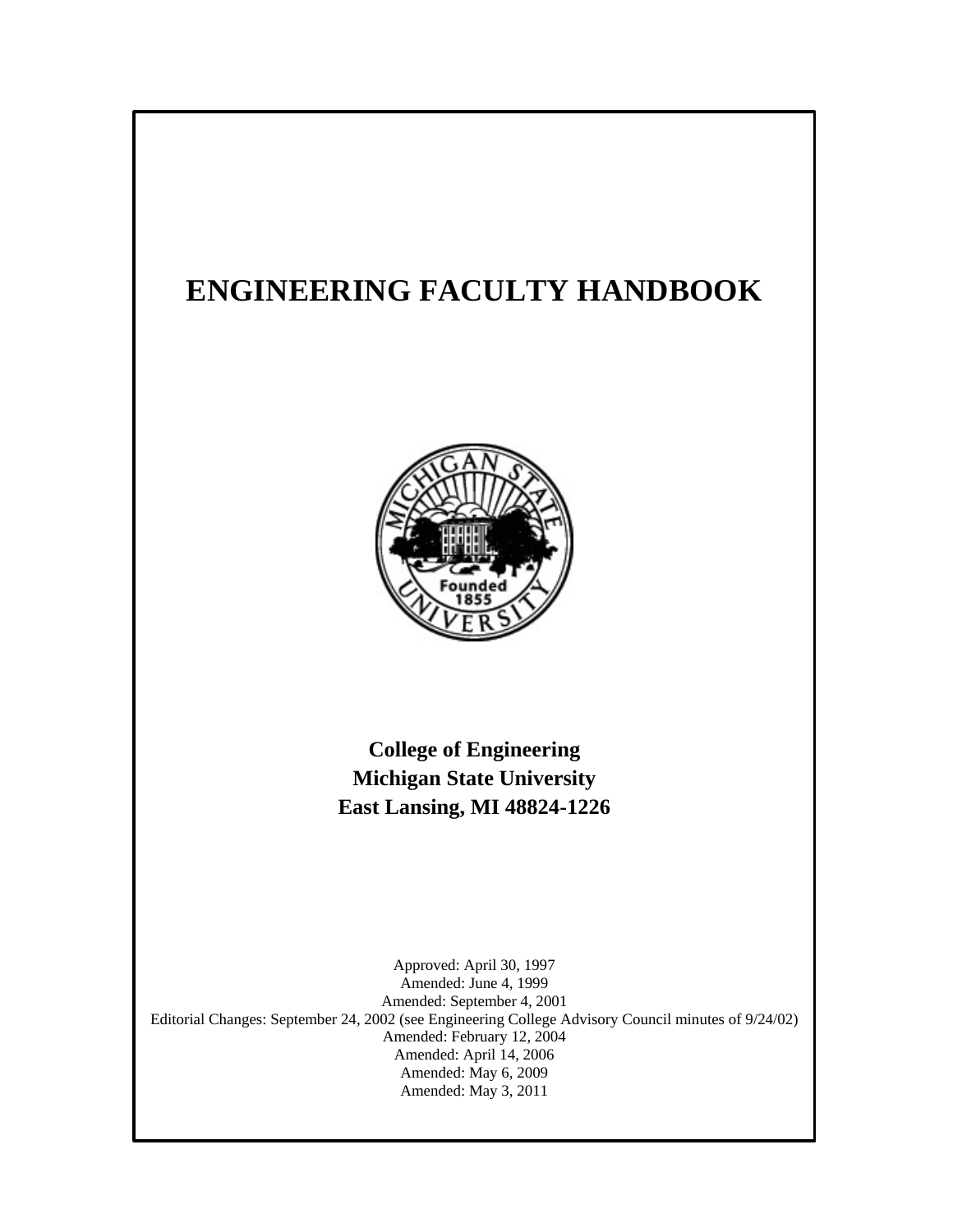# ENGINEERING FACULTY HANDBOOK

**College of Engineering**
**Michigan State University**
**East Lansing, MI 48824-1226**

Approved: April 30, 1997
Amended: June 4, 1999
Amended: September 4, 2001
Editorial Changes: September 24, 2002 (see Engineering College Advisory Council minutes of 9/24/02)
Amended: February 12, 2004
Amended: April 14, 2006
Amended: May 6, 2009
Amended: May 3, 2011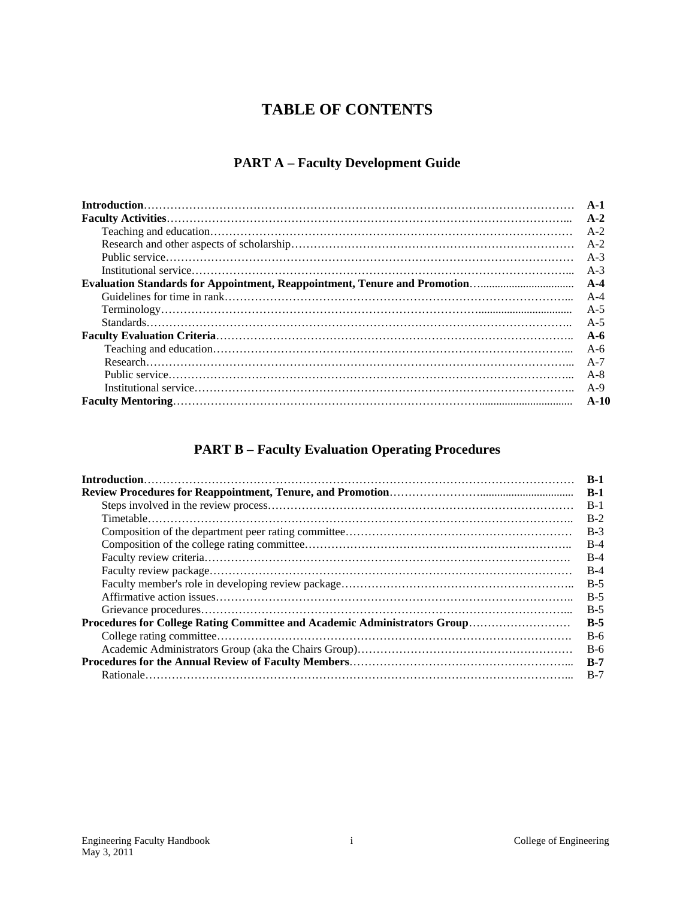# TABLE OF CONTENTS

## PART A – Faculty Development Guide

| | |
|---|---|
| **Introduction** | **A-1** |
| **Faculty Activities** | **A-2** |
| Teaching and education | A-2 |
| Research and other aspects of scholarship | A-2 |
| Public service | A-3 |
| Institutional service | A-3 |
| **Evaluation Standards for Appointment, Reappointment, Tenure and Promotion** | **A-4** |
| Guidelines for time in rank | A-4 |
| Terminology | A-5 |
| Standards | A-5 |
| **Faculty Evaluation Criteria** | **A-6** |
| Teaching and education | A-6 |
| Research | A-7 |
| Public service | A-8 |
| Institutional service | A-9 |
| **Faculty Mentoring** | **A-10** |

## PART B – Faculty Evaluation Operating Procedures

| | |
|---|---|
| **Introduction** | **B-1** |
| **Review Procedures for Reappointment, Tenure, and Promotion** | **B-1** |
| Steps involved in the review process | B-1 |
| Timetable | B-2 |
| Composition of the department peer rating committee | B-3 |
| Composition of the college rating committee | B-4 |
| Faculty review criteria | B-4 |
| Faculty review package | B-4 |
| Faculty member's role in developing review package | B-5 |
| Affirmative action issues | B-5 |
| Grievance procedures | B-5 |
| **Procedures for College Rating Committee and Academic Administrators Group** | **B-5** |
| College rating committee | B-6 |
| Academic Administrators Group (aka the Chairs Group) | B-6 |
| **Procedures for the Annual Review of Faculty Members** | **B-7** |
| Rationale | B-7 |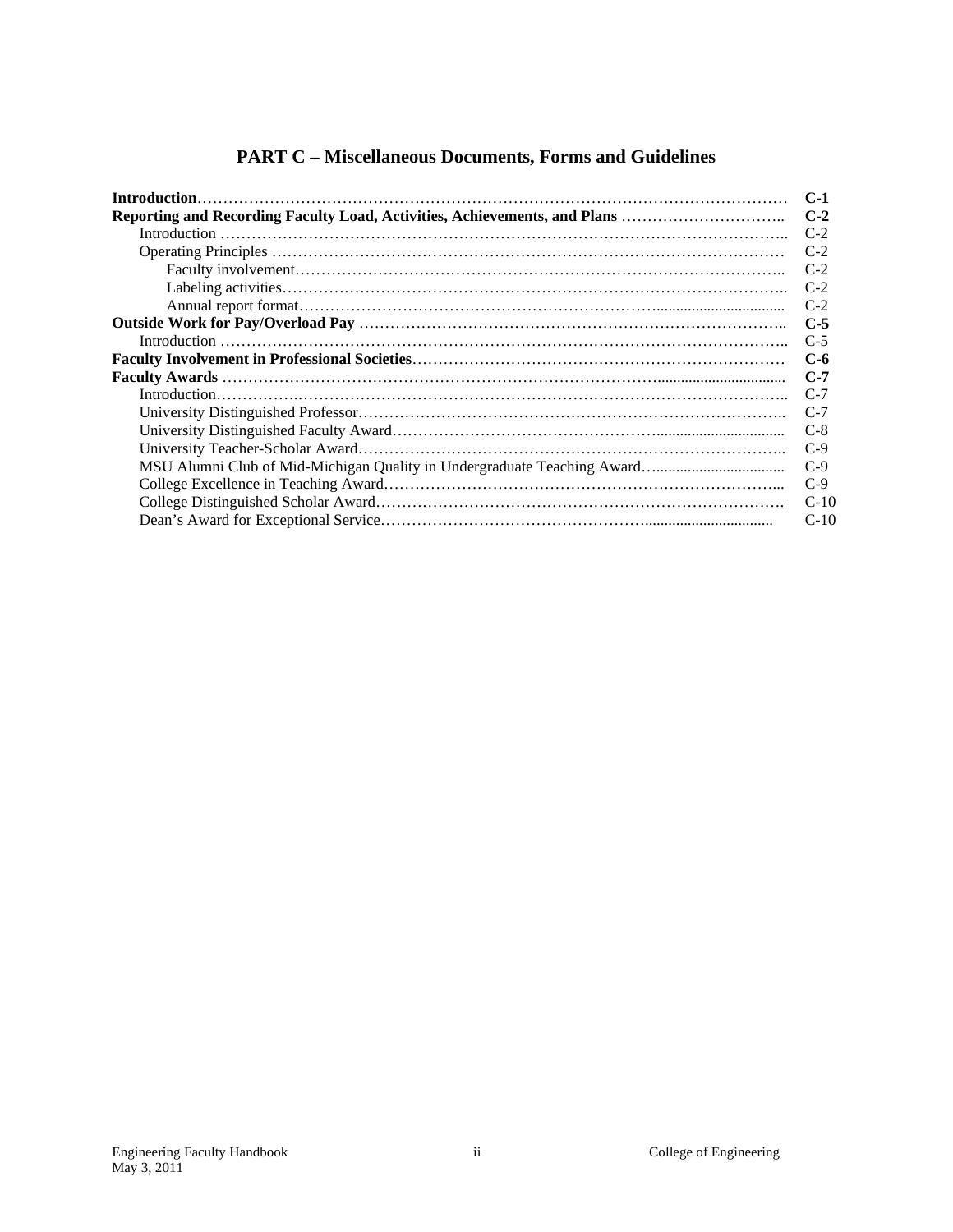## PART C – Miscellaneous Documents, Forms and Guidelines

| | |
|---|---|
| **Introduction** | **C-1** |
| **Reporting and Recording Faculty Load, Activities, Achievements, and Plans** | **C-2** |
| Introduction | C-2 |
| Operating Principles | C-2 |
| Faculty involvement | C-2 |
| Labeling activities | C-2 |
| Annual report format | C-2 |
| **Outside Work for Pay/Overload Pay** | **C-5** |
| Introduction | C-5 |
| **Faculty Involvement in Professional Societies** | **C-6** |
| **Faculty Awards** | **C-7** |
| Introduction | C-7 |
| University Distinguished Professor | C-7 |
| University Distinguished Faculty Award | C-8 |
| University Teacher-Scholar Award | C-9 |
| MSU Alumni Club of Mid-Michigan Quality in Undergraduate Teaching Award | C-9 |
| College Excellence in Teaching Award | C-9 |
| College Distinguished Scholar Award | C-10 |
| Dean's Award for Exceptional Service | C-10 |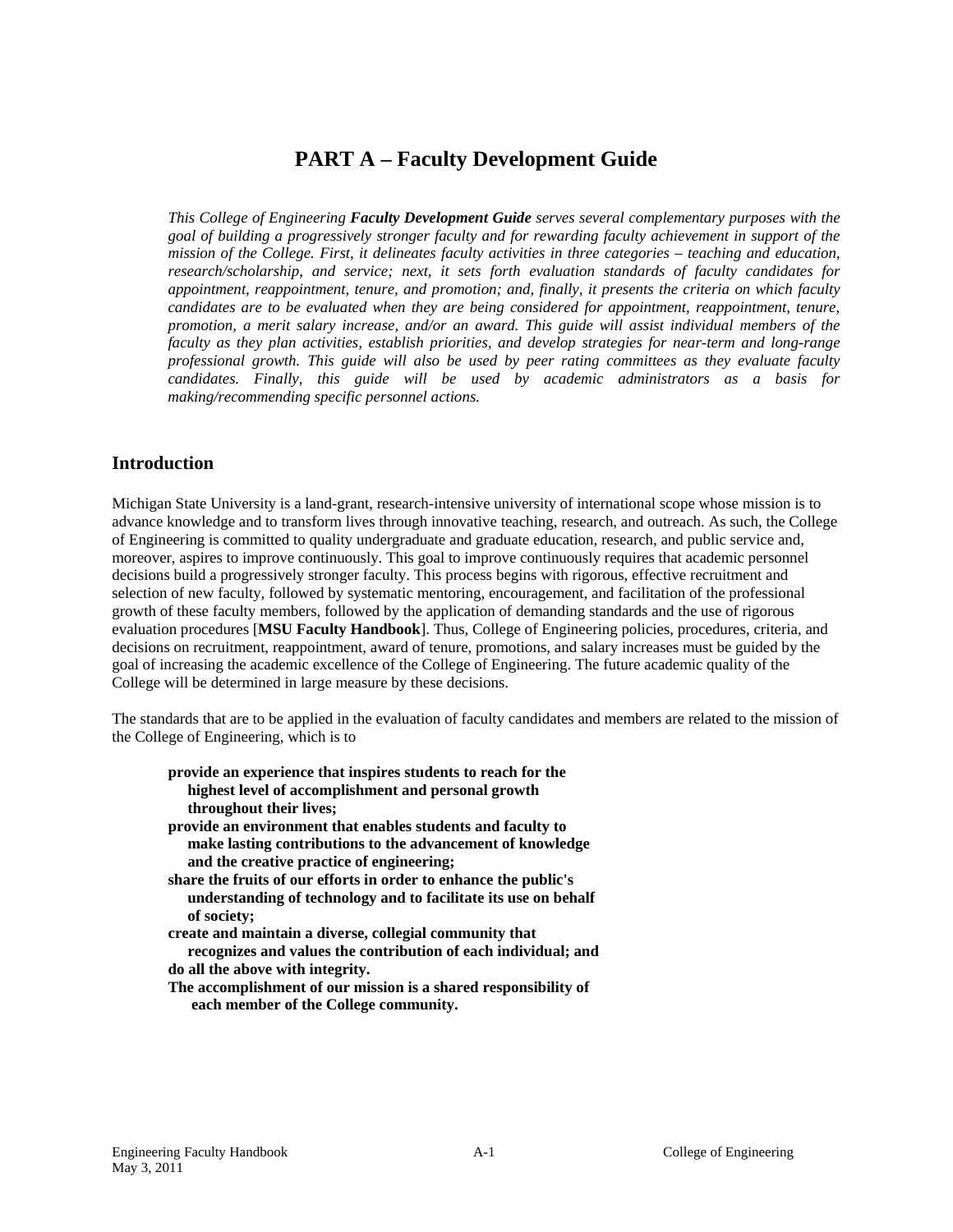# PART A – Faculty Development Guide

*This College of Engineering **Faculty Development Guide** serves several complementary purposes with the goal of building a progressively stronger faculty and for rewarding faculty achievement in support of the mission of the College. First, it delineates faculty activities in three categories – teaching and education, research/scholarship, and service; next, it sets forth evaluation standards of faculty candidates for appointment, reappointment, tenure, and promotion; and, finally, it presents the criteria on which faculty candidates are to be evaluated when they are being considered for appointment, reappointment, tenure, promotion, a merit salary increase, and/or an award. This guide will assist individual members of the faculty as they plan activities, establish priorities, and develop strategies for near-term and long-range professional growth. This guide will also be used by peer rating committees as they evaluate faculty candidates. Finally, this guide will be used by academic administrators as a basis for making/recommending specific personnel actions.*

## Introduction

Michigan State University is a land-grant, research-intensive university of international scope whose mission is to advance knowledge and to transform lives through innovative teaching, research, and outreach. As such, the College of Engineering is committed to quality undergraduate and graduate education, research, and public service and, moreover, aspires to improve continuously. This goal to improve continuously requires that academic personnel decisions build a progressively stronger faculty. This process begins with rigorous, effective recruitment and selection of new faculty, followed by systematic mentoring, encouragement, and facilitation of the professional growth of these faculty members, followed by the application of demanding standards and the use of rigorous evaluation procedures [**MSU Faculty Handbook**]. Thus, College of Engineering policies, procedures, criteria, and decisions on recruitment, reappointment, award of tenure, promotions, and salary increases must be guided by the goal of increasing the academic excellence of the College of Engineering. The future academic quality of the College will be determined in large measure by these decisions.

The standards that are to be applied in the evaluation of faculty candidates and members are related to the mission of the College of Engineering, which is to

**provide an experience that inspires students to reach for the highest level of accomplishment and personal growth throughout their lives;**
**provide an environment that enables students and faculty to make lasting contributions to the advancement of knowledge and the creative practice of engineering;**
**share the fruits of our efforts in order to enhance the public's understanding of technology and to facilitate its use on behalf of society;**
**create and maintain a diverse, collegial community that recognizes and values the contribution of each individual; and**
**do all the above with integrity.**
**The accomplishment of our mission is a shared responsibility of each member of the College community.**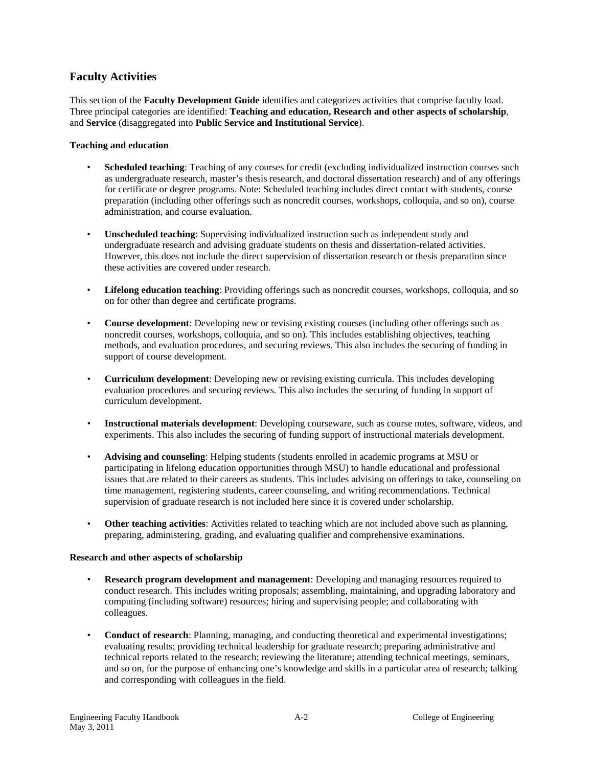## Faculty Activities

This section of the **Faculty Development Guide** identifies and categorizes activities that comprise faculty load. Three principal categories are identified: **Teaching and education, Research and other aspects of scholarship**, and **Service** (disaggregated into **Public Service and Institutional Service**).

### Teaching and education

- **Scheduled teaching**: Teaching of any courses for credit (excluding individualized instruction courses such as undergraduate research, master's thesis research, and doctoral dissertation research) and of any offerings for certificate or degree programs. Note: Scheduled teaching includes direct contact with students, course preparation (including other offerings such as noncredit courses, workshops, colloquia, and so on), course administration, and course evaluation.

- **Unscheduled teaching**: Supervising individualized instruction such as independent study and undergraduate research and advising graduate students on thesis and dissertation-related activities. However, this does not include the direct supervision of dissertation research or thesis preparation since these activities are covered under research.

- **Lifelong education teaching**: Providing offerings such as noncredit courses, workshops, colloquia, and so on for other than degree and certificate programs.

- **Course development**: Developing new or revising existing courses (including other offerings such as noncredit courses, workshops, colloquia, and so on). This includes establishing objectives, teaching methods, and evaluation procedures, and securing reviews. This also includes the securing of funding in support of course development.

- **Curriculum development**: Developing new or revising existing curricula. This includes developing evaluation procedures and securing reviews. This also includes the securing of funding in support of curriculum development.

- **Instructional materials development**: Developing courseware, such as course notes, software, videos, and experiments. This also includes the securing of funding support of instructional materials development.

- **Advising and counseling**: Helping students (students enrolled in academic programs at MSU or participating in lifelong education opportunities through MSU) to handle educational and professional issues that are related to their careers as students. This includes advising on offerings to take, counseling on time management, registering students, career counseling, and writing recommendations. Technical supervision of graduate research is not included here since it is covered under scholarship.

- **Other teaching activities**: Activities related to teaching which are not included above such as planning, preparing, administering, grading, and evaluating qualifier and comprehensive examinations.

### Research and other aspects of scholarship

- **Research program development and management**: Developing and managing resources required to conduct research. This includes writing proposals; assembling, maintaining, and upgrading laboratory and computing (including software) resources; hiring and supervising people; and collaborating with colleagues.

- **Conduct of research**: Planning, managing, and conducting theoretical and experimental investigations; evaluating results; providing technical leadership for graduate research; preparing administrative and technical reports related to the research; reviewing the literature; attending technical meetings, seminars, and so on, for the purpose of enhancing one's knowledge and skills in a particular area of research; talking and corresponding with colleagues in the field.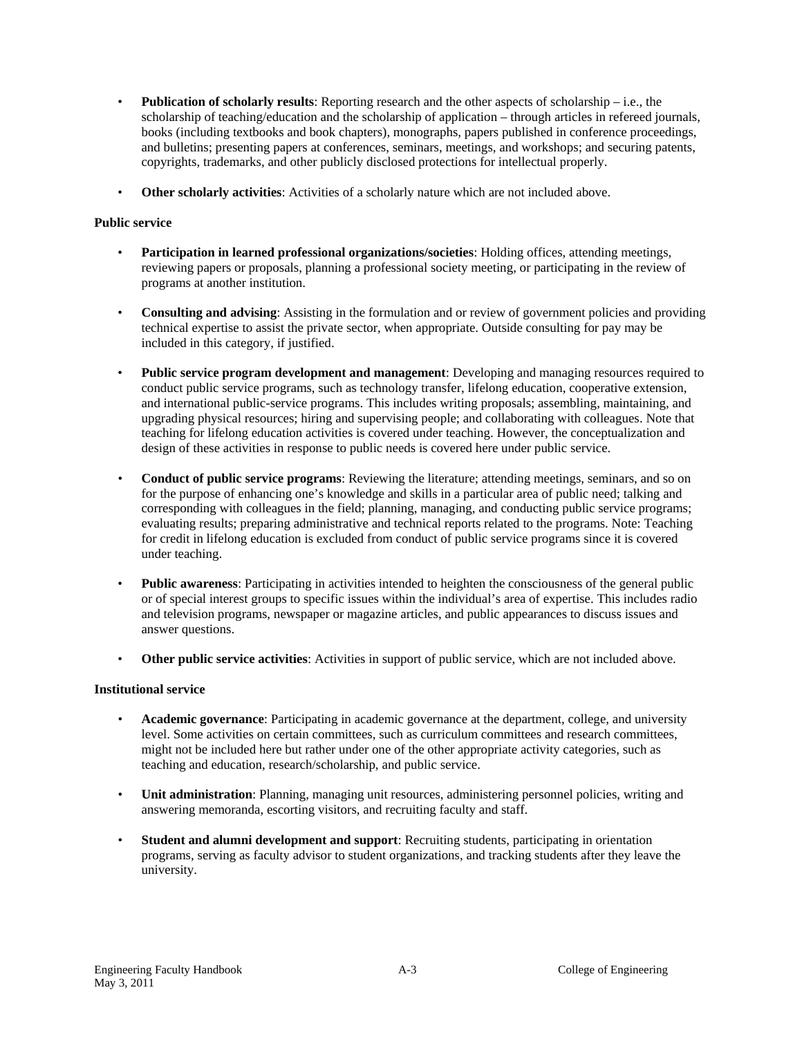- **Publication of scholarly results**: Reporting research and the other aspects of scholarship – i.e., the scholarship of teaching/education and the scholarship of application – through articles in refereed journals, books (including textbooks and book chapters), monographs, papers published in conference proceedings, and bulletins; presenting papers at conferences, seminars, meetings, and workshops; and securing patents, copyrights, trademarks, and other publicly disclosed protections for intellectual properly.

- **Other scholarly activities**: Activities of a scholarly nature which are not included above.

**Public service**

- **Participation in learned professional organizations/societies**: Holding offices, attending meetings, reviewing papers or proposals, planning a professional society meeting, or participating in the review of programs at another institution.

- **Consulting and advising**: Assisting in the formulation and or review of government policies and providing technical expertise to assist the private sector, when appropriate. Outside consulting for pay may be included in this category, if justified.

- **Public service program development and management**: Developing and managing resources required to conduct public service programs, such as technology transfer, lifelong education, cooperative extension, and international public-service programs. This includes writing proposals; assembling, maintaining, and upgrading physical resources; hiring and supervising people; and collaborating with colleagues. Note that teaching for lifelong education activities is covered under teaching. However, the conceptualization and design of these activities in response to public needs is covered here under public service.

- **Conduct of public service programs**: Reviewing the literature; attending meetings, seminars, and so on for the purpose of enhancing one's knowledge and skills in a particular area of public need; talking and corresponding with colleagues in the field; planning, managing, and conducting public service programs; evaluating results; preparing administrative and technical reports related to the programs. Note: Teaching for credit in lifelong education is excluded from conduct of public service programs since it is covered under teaching.

- **Public awareness**: Participating in activities intended to heighten the consciousness of the general public or of special interest groups to specific issues within the individual's area of expertise. This includes radio and television programs, newspaper or magazine articles, and public appearances to discuss issues and answer questions.

- **Other public service activities**: Activities in support of public service, which are not included above.

**Institutional service**

- **Academic governance**: Participating in academic governance at the department, college, and university level. Some activities on certain committees, such as curriculum committees and research committees, might not be included here but rather under one of the other appropriate activity categories, such as teaching and education, research/scholarship, and public service.

- **Unit administration**: Planning, managing unit resources, administering personnel policies, writing and answering memoranda, escorting visitors, and recruiting faculty and staff.

- **Student and alumni development and support**: Recruiting students, participating in orientation programs, serving as faculty advisor to student organizations, and tracking students after they leave the university.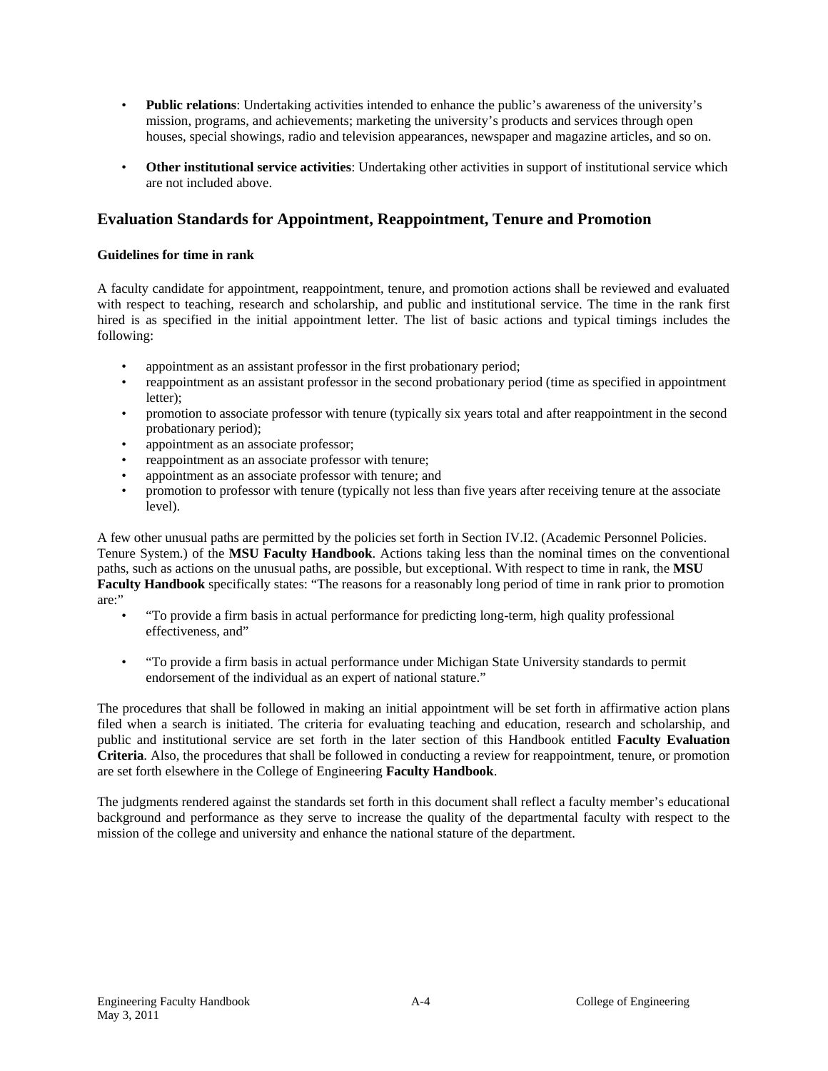- **Public relations**: Undertaking activities intended to enhance the public's awareness of the university's mission, programs, and achievements; marketing the university's products and services through open houses, special showings, radio and television appearances, newspaper and magazine articles, and so on.

- **Other institutional service activities**: Undertaking other activities in support of institutional service which are not included above.

## Evaluation Standards for Appointment, Reappointment, Tenure and Promotion

**Guidelines for time in rank**

A faculty candidate for appointment, reappointment, tenure, and promotion actions shall be reviewed and evaluated with respect to teaching, research and scholarship, and public and institutional service. The time in the rank first hired is as specified in the initial appointment letter. The list of basic actions and typical timings includes the following:

- appointment as an assistant professor in the first probationary period;
- reappointment as an assistant professor in the second probationary period (time as specified in appointment letter);
- promotion to associate professor with tenure (typically six years total and after reappointment in the second probationary period);
- appointment as an associate professor;
- reappointment as an associate professor with tenure;
- appointment as an associate professor with tenure; and
- promotion to professor with tenure (typically not less than five years after receiving tenure at the associate level).

A few other unusual paths are permitted by the policies set forth in Section IV.I2. (Academic Personnel Policies. Tenure System.) of the **MSU Faculty Handbook**. Actions taking less than the nominal times on the conventional paths, such as actions on the unusual paths, are possible, but exceptional. With respect to time in rank, the **MSU Faculty Handbook** specifically states: "The reasons for a reasonably long period of time in rank prior to promotion are:"

- "To provide a firm basis in actual performance for predicting long-term, high quality professional effectiveness, and"

- "To provide a firm basis in actual performance under Michigan State University standards to permit endorsement of the individual as an expert of national stature."

The procedures that shall be followed in making an initial appointment will be set forth in affirmative action plans filed when a search is initiated. The criteria for evaluating teaching and education, research and scholarship, and public and institutional service are set forth in the later section of this Handbook entitled **Faculty Evaluation Criteria**. Also, the procedures that shall be followed in conducting a review for reappointment, tenure, or promotion are set forth elsewhere in the College of Engineering **Faculty Handbook**.

The judgments rendered against the standards set forth in this document shall reflect a faculty member's educational background and performance as they serve to increase the quality of the departmental faculty with respect to the mission of the college and university and enhance the national stature of the department.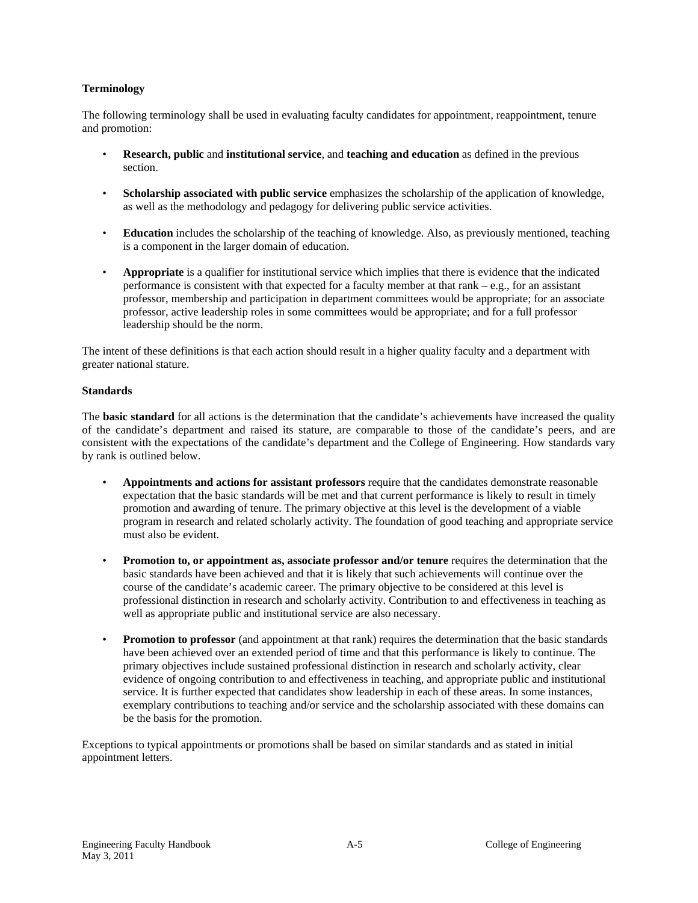**Terminology**

The following terminology shall be used in evaluating faculty candidates for appointment, reappointment, tenure and promotion:

- **Research, public** and **institutional service**, and **teaching and education** as defined in the previous section.
- **Scholarship associated with public service** emphasizes the scholarship of the application of knowledge, as well as the methodology and pedagogy for delivering public service activities.
- **Education** includes the scholarship of the teaching of knowledge. Also, as previously mentioned, teaching is a component in the larger domain of education.
- **Appropriate** is a qualifier for institutional service which implies that there is evidence that the indicated performance is consistent with that expected for a faculty member at that rank – e.g., for an assistant professor, membership and participation in department committees would be appropriate; for an associate professor, active leadership roles in some committees would be appropriate; and for a full professor leadership should be the norm.

The intent of these definitions is that each action should result in a higher quality faculty and a department with greater national stature.

**Standards**

The **basic standard** for all actions is the determination that the candidate's achievements have increased the quality of the candidate's department and raised its stature, are comparable to those of the candidate's peers, and are consistent with the expectations of the candidate's department and the College of Engineering. How standards vary by rank is outlined below.

- **Appointments and actions for assistant professors** require that the candidates demonstrate reasonable expectation that the basic standards will be met and that current performance is likely to result in timely promotion and awarding of tenure. The primary objective at this level is the development of a viable program in research and related scholarly activity. The foundation of good teaching and appropriate service must also be evident.
- **Promotion to, or appointment as, associate professor and/or tenure** requires the determination that the basic standards have been achieved and that it is likely that such achievements will continue over the course of the candidate's academic career. The primary objective to be considered at this level is professional distinction in research and scholarly activity. Contribution to and effectiveness in teaching as well as appropriate public and institutional service are also necessary.
- **Promotion to professor** (and appointment at that rank) requires the determination that the basic standards have been achieved over an extended period of time and that this performance is likely to continue. The primary objectives include sustained professional distinction in research and scholarly activity, clear evidence of ongoing contribution to and effectiveness in teaching, and appropriate public and institutional service. It is further expected that candidates show leadership in each of these areas. In some instances, exemplary contributions to teaching and/or service and the scholarship associated with these domains can be the basis for the promotion.

Exceptions to typical appointments or promotions shall be based on similar standards and as stated in initial appointment letters.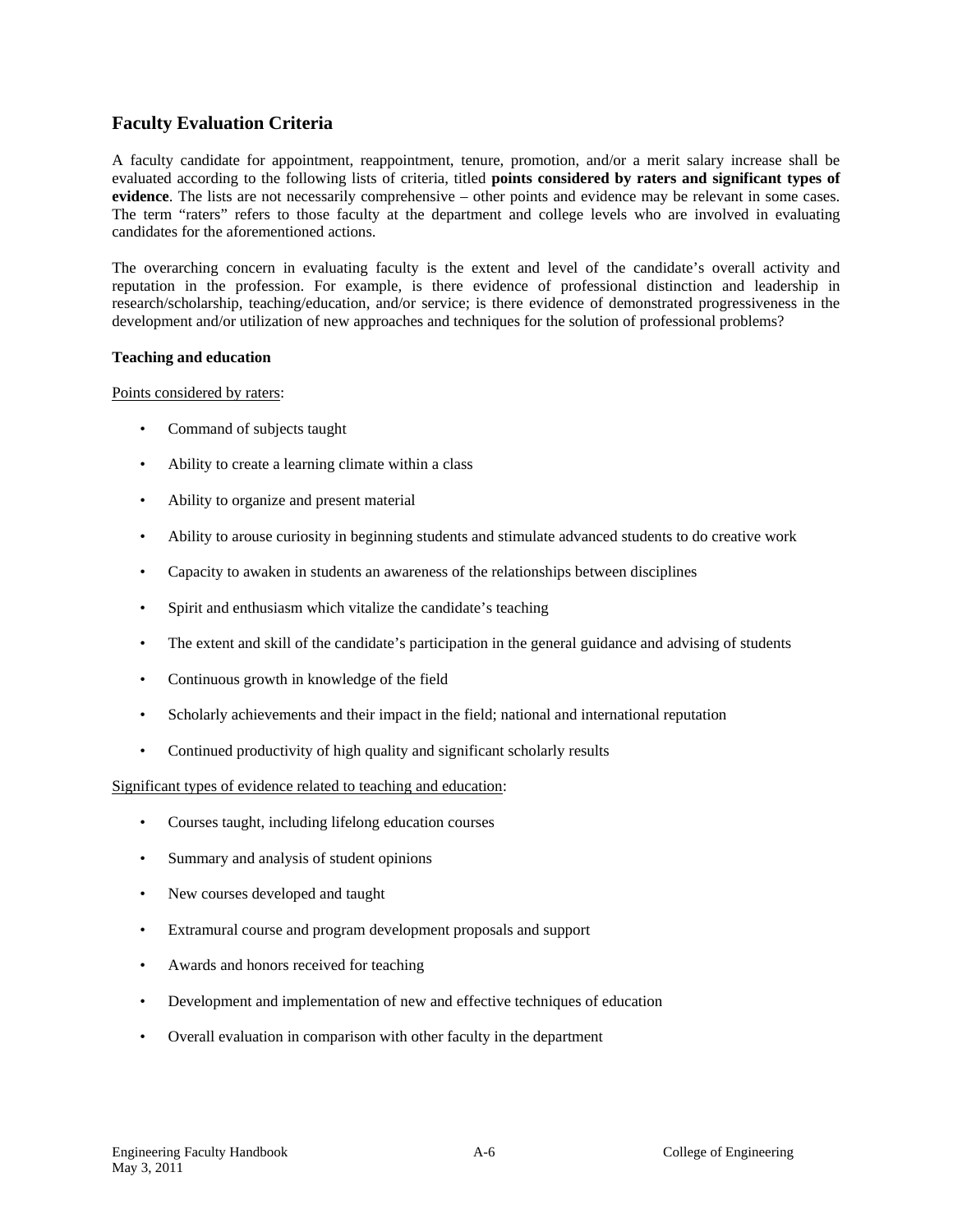## Faculty Evaluation Criteria

A faculty candidate for appointment, reappointment, tenure, promotion, and/or a merit salary increase shall be evaluated according to the following lists of criteria, titled **points considered by raters and significant types of evidence**. The lists are not necessarily comprehensive – other points and evidence may be relevant in some cases. The term "raters" refers to those faculty at the department and college levels who are involved in evaluating candidates for the aforementioned actions.

The overarching concern in evaluating faculty is the extent and level of the candidate's overall activity and reputation in the profession. For example, is there evidence of professional distinction and leadership in research/scholarship, teaching/education, and/or service; is there evidence of demonstrated progressiveness in the development and/or utilization of new approaches and techniques for the solution of professional problems?

**Teaching and education**

Points considered by raters:

- Command of subjects taught
- Ability to create a learning climate within a class
- Ability to organize and present material
- Ability to arouse curiosity in beginning students and stimulate advanced students to do creative work
- Capacity to awaken in students an awareness of the relationships between disciplines
- Spirit and enthusiasm which vitalize the candidate's teaching
- The extent and skill of the candidate's participation in the general guidance and advising of students
- Continuous growth in knowledge of the field
- Scholarly achievements and their impact in the field; national and international reputation
- Continued productivity of high quality and significant scholarly results

Significant types of evidence related to teaching and education:

- Courses taught, including lifelong education courses
- Summary and analysis of student opinions
- New courses developed and taught
- Extramural course and program development proposals and support
- Awards and honors received for teaching
- Development and implementation of new and effective techniques of education
- Overall evaluation in comparison with other faculty in the department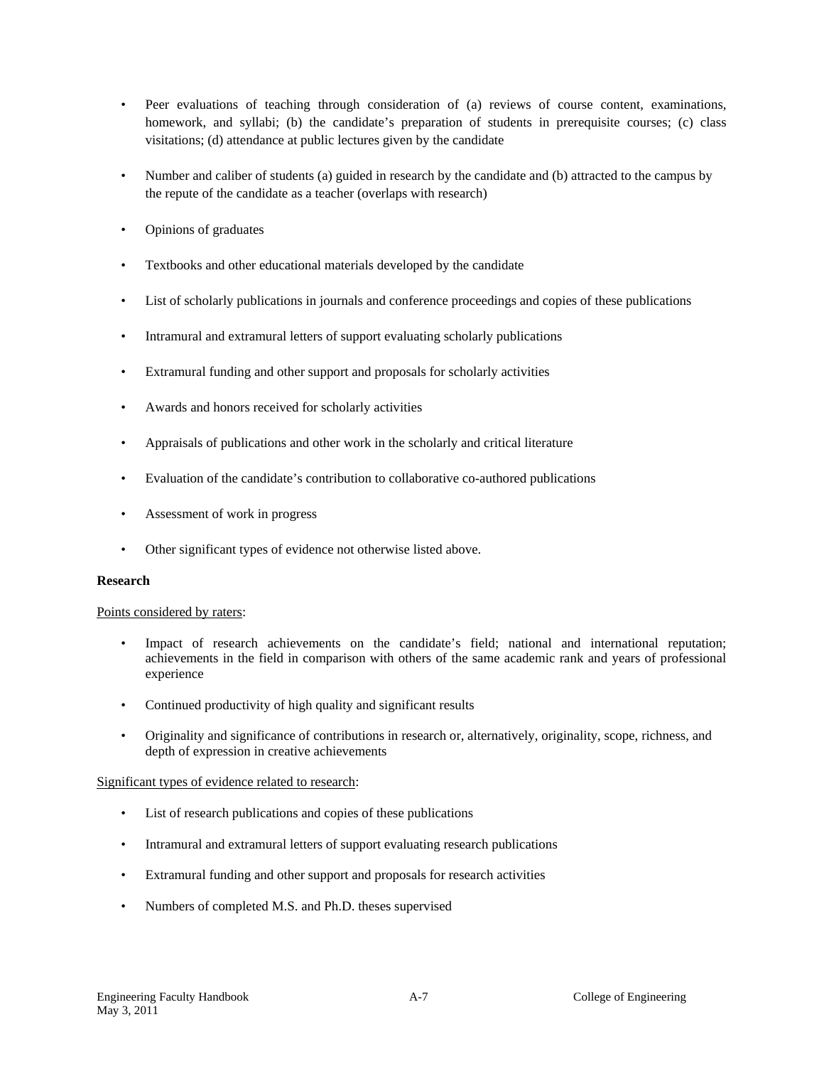- Peer evaluations of teaching through consideration of (a) reviews of course content, examinations, homework, and syllabi; (b) the candidate's preparation of students in prerequisite courses; (c) class visitations; (d) attendance at public lectures given by the candidate

- Number and caliber of students (a) guided in research by the candidate and (b) attracted to the campus by the repute of the candidate as a teacher (overlaps with research)

- Opinions of graduates

- Textbooks and other educational materials developed by the candidate

- List of scholarly publications in journals and conference proceedings and copies of these publications

- Intramural and extramural letters of support evaluating scholarly publications

- Extramural funding and other support and proposals for scholarly activities

- Awards and honors received for scholarly activities

- Appraisals of publications and other work in the scholarly and critical literature

- Evaluation of the candidate's contribution to collaborative co-authored publications

- Assessment of work in progress

- Other significant types of evidence not otherwise listed above.

**Research**

Points considered by raters:

- Impact of research achievements on the candidate's field; national and international reputation; achievements in the field in comparison with others of the same academic rank and years of professional experience

- Continued productivity of high quality and significant results

- Originality and significance of contributions in research or, alternatively, originality, scope, richness, and depth of expression in creative achievements

Significant types of evidence related to research:

- List of research publications and copies of these publications

- Intramural and extramural letters of support evaluating research publications

- Extramural funding and other support and proposals for research activities

- Numbers of completed M.S. and Ph.D. theses supervised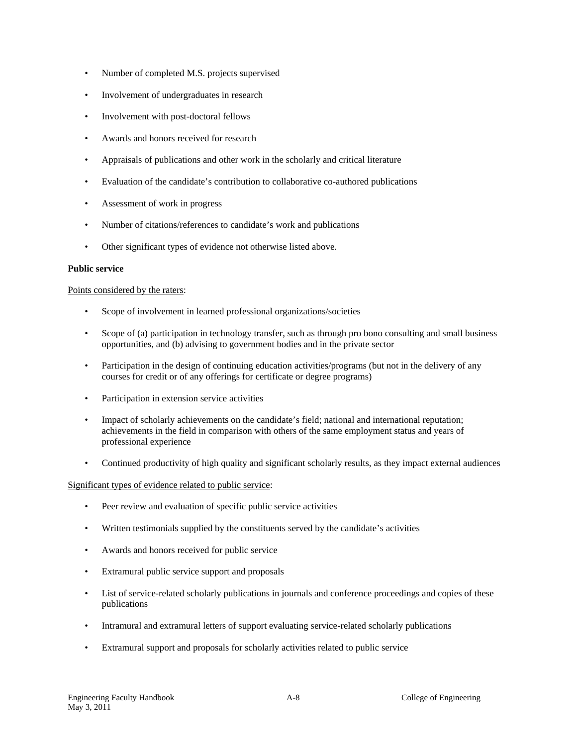- Number of completed M.S. projects supervised
- Involvement of undergraduates in research
- Involvement with post-doctoral fellows
- Awards and honors received for research
- Appraisals of publications and other work in the scholarly and critical literature
- Evaluation of the candidate's contribution to collaborative co-authored publications
- Assessment of work in progress
- Number of citations/references to candidate's work and publications
- Other significant types of evidence not otherwise listed above.

**Public service**

Points considered by the raters:

- Scope of involvement in learned professional organizations/societies
- Scope of (a) participation in technology transfer, such as through pro bono consulting and small business opportunities, and (b) advising to government bodies and in the private sector
- Participation in the design of continuing education activities/programs (but not in the delivery of any courses for credit or of any offerings for certificate or degree programs)
- Participation in extension service activities
- Impact of scholarly achievements on the candidate's field; national and international reputation; achievements in the field in comparison with others of the same employment status and years of professional experience
- Continued productivity of high quality and significant scholarly results, as they impact external audiences

Significant types of evidence related to public service:

- Peer review and evaluation of specific public service activities
- Written testimonials supplied by the constituents served by the candidate's activities
- Awards and honors received for public service
- Extramural public service support and proposals
- List of service-related scholarly publications in journals and conference proceedings and copies of these publications
- Intramural and extramural letters of support evaluating service-related scholarly publications
- Extramural support and proposals for scholarly activities related to public service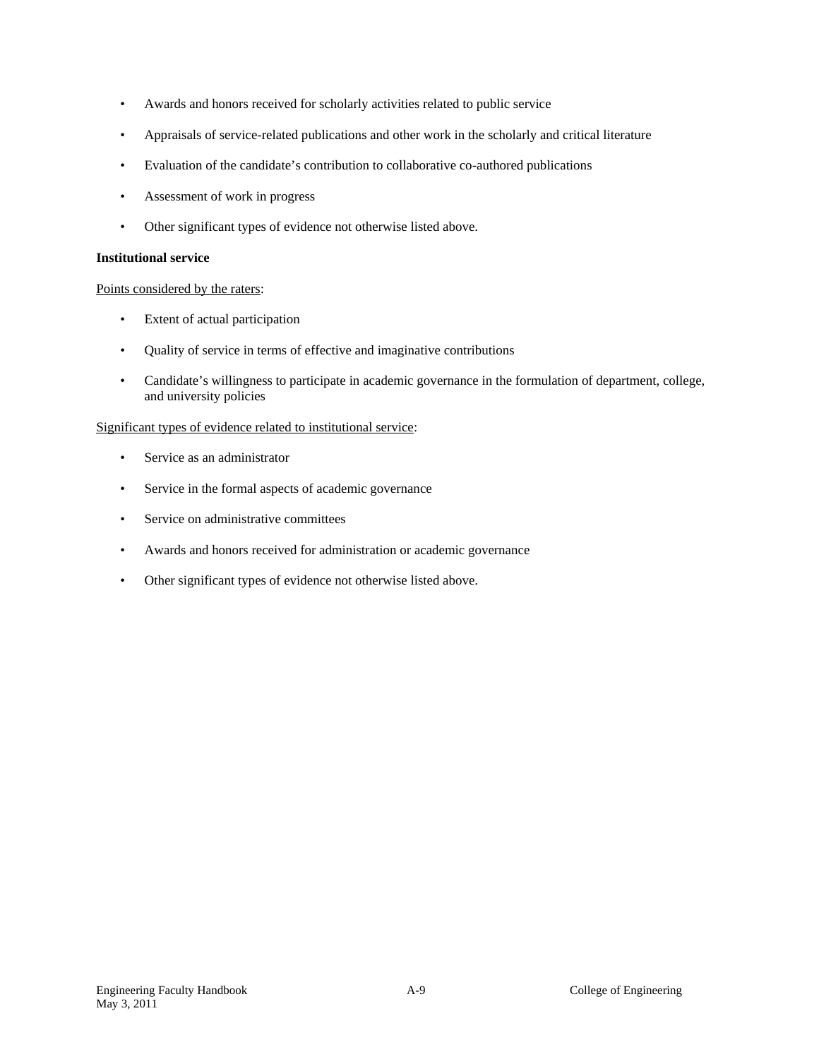- Awards and honors received for scholarly activities related to public service
- Appraisals of service-related publications and other work in the scholarly and critical literature
- Evaluation of the candidate's contribution to collaborative co-authored publications
- Assessment of work in progress
- Other significant types of evidence not otherwise listed above.

**Institutional service**

Points considered by the raters:

- Extent of actual participation
- Quality of service in terms of effective and imaginative contributions
- Candidate's willingness to participate in academic governance in the formulation of department, college, and university policies

Significant types of evidence related to institutional service:

- Service as an administrator
- Service in the formal aspects of academic governance
- Service on administrative committees
- Awards and honors received for administration or academic governance
- Other significant types of evidence not otherwise listed above.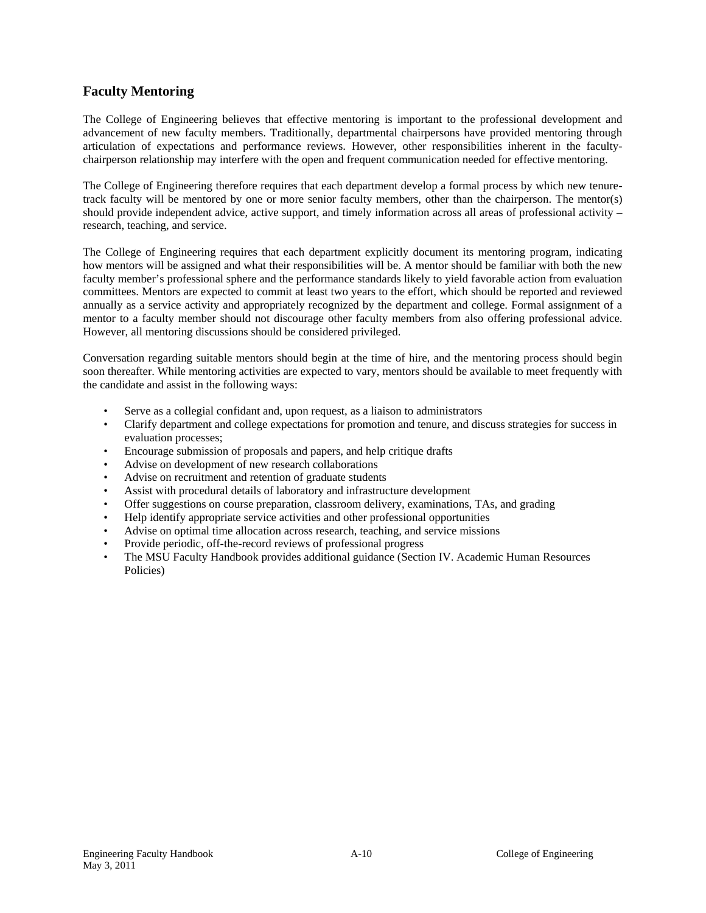## Faculty Mentoring

The College of Engineering believes that effective mentoring is important to the professional development and advancement of new faculty members. Traditionally, departmental chairpersons have provided mentoring through articulation of expectations and performance reviews. However, other responsibilities inherent in the faculty-chairperson relationship may interfere with the open and frequent communication needed for effective mentoring.

The College of Engineering therefore requires that each department develop a formal process by which new tenure-track faculty will be mentored by one or more senior faculty members, other than the chairperson. The mentor(s) should provide independent advice, active support, and timely information across all areas of professional activity – research, teaching, and service.

The College of Engineering requires that each department explicitly document its mentoring program, indicating how mentors will be assigned and what their responsibilities will be. A mentor should be familiar with both the new faculty member's professional sphere and the performance standards likely to yield favorable action from evaluation committees. Mentors are expected to commit at least two years to the effort, which should be reported and reviewed annually as a service activity and appropriately recognized by the department and college. Formal assignment of a mentor to a faculty member should not discourage other faculty members from also offering professional advice. However, all mentoring discussions should be considered privileged.

Conversation regarding suitable mentors should begin at the time of hire, and the mentoring process should begin soon thereafter. While mentoring activities are expected to vary, mentors should be available to meet frequently with the candidate and assist in the following ways:

- Serve as a collegial confidant and, upon request, as a liaison to administrators
- Clarify department and college expectations for promotion and tenure, and discuss strategies for success in evaluation processes;
- Encourage submission of proposals and papers, and help critique drafts
- Advise on development of new research collaborations
- Advise on recruitment and retention of graduate students
- Assist with procedural details of laboratory and infrastructure development
- Offer suggestions on course preparation, classroom delivery, examinations, TAs, and grading
- Help identify appropriate service activities and other professional opportunities
- Advise on optimal time allocation across research, teaching, and service missions
- Provide periodic, off-the-record reviews of professional progress
- The MSU Faculty Handbook provides additional guidance (Section IV. Academic Human Resources Policies)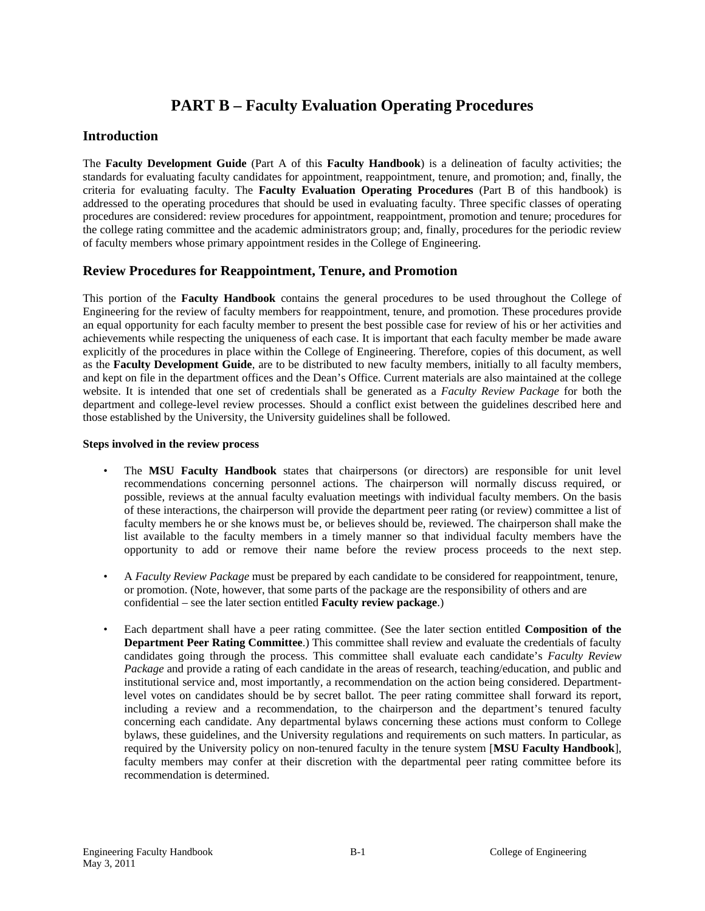# PART B – Faculty Evaluation Operating Procedures

## Introduction

The **Faculty Development Guide** (Part A of this **Faculty Handbook**) is a delineation of faculty activities; the standards for evaluating faculty candidates for appointment, reappointment, tenure, and promotion; and, finally, the criteria for evaluating faculty. The **Faculty Evaluation Operating Procedures** (Part B of this handbook) is addressed to the operating procedures that should be used in evaluating faculty. Three specific classes of operating procedures are considered: review procedures for appointment, reappointment, promotion and tenure; procedures for the college rating committee and the academic administrators group; and, finally, procedures for the periodic review of faculty members whose primary appointment resides in the College of Engineering.

## Review Procedures for Reappointment, Tenure, and Promotion

This portion of the **Faculty Handbook** contains the general procedures to be used throughout the College of Engineering for the review of faculty members for reappointment, tenure, and promotion. These procedures provide an equal opportunity for each faculty member to present the best possible case for review of his or her activities and achievements while respecting the uniqueness of each case. It is important that each faculty member be made aware explicitly of the procedures in place within the College of Engineering. Therefore, copies of this document, as well as the **Faculty Development Guide**, are to be distributed to new faculty members, initially to all faculty members, and kept on file in the department offices and the Dean's Office. Current materials are also maintained at the college website. It is intended that one set of credentials shall be generated as a *Faculty Review Package* for both the department and college-level review processes. Should a conflict exist between the guidelines described here and those established by the University, the University guidelines shall be followed.

**Steps involved in the review process**

- The **MSU Faculty Handbook** states that chairpersons (or directors) are responsible for unit level recommendations concerning personnel actions. The chairperson will normally discuss required, or possible, reviews at the annual faculty evaluation meetings with individual faculty members. On the basis of these interactions, the chairperson will provide the department peer rating (or review) committee a list of faculty members he or she knows must be, or believes should be, reviewed. The chairperson shall make the list available to the faculty members in a timely manner so that individual faculty members have the opportunity to add or remove their name before the review process proceeds to the next step.

- A *Faculty Review Package* must be prepared by each candidate to be considered for reappointment, tenure, or promotion. (Note, however, that some parts of the package are the responsibility of others and are confidential – see the later section entitled **Faculty review package**.)

- Each department shall have a peer rating committee. (See the later section entitled **Composition of the Department Peer Rating Committee**.) This committee shall review and evaluate the credentials of faculty candidates going through the process. This committee shall evaluate each candidate's *Faculty Review Package* and provide a rating of each candidate in the areas of research, teaching/education, and public and institutional service and, most importantly, a recommendation on the action being considered. Department-level votes on candidates should be by secret ballot. The peer rating committee shall forward its report, including a review and a recommendation, to the chairperson and the department's tenured faculty concerning each candidate. Any departmental bylaws concerning these actions must conform to College bylaws, these guidelines, and the University regulations and requirements on such matters. In particular, as required by the University policy on non-tenured faculty in the tenure system [**MSU Faculty Handbook**], faculty members may confer at their discretion with the departmental peer rating committee before its recommendation is determined.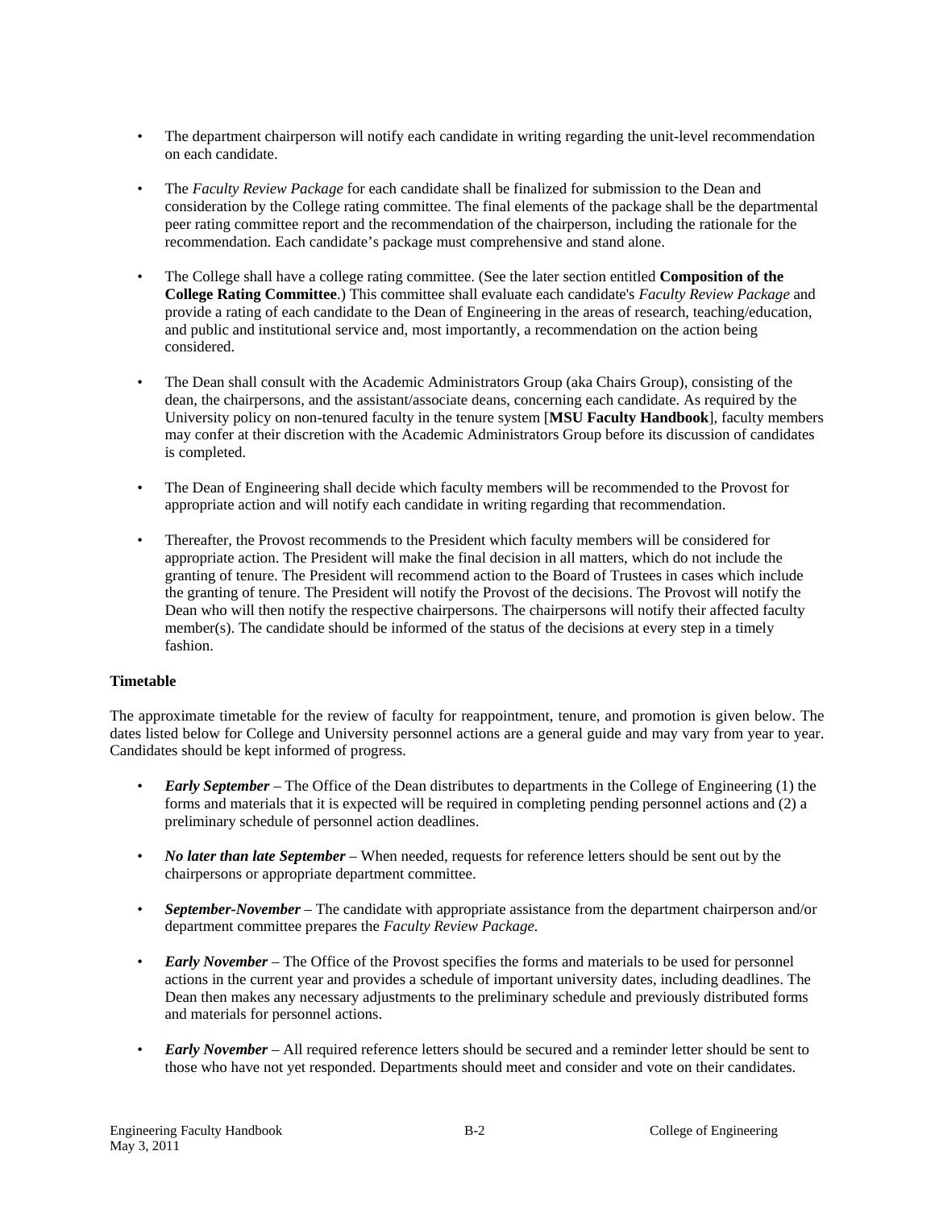- The department chairperson will notify each candidate in writing regarding the unit-level recommendation on each candidate.

- The *Faculty Review Package* for each candidate shall be finalized for submission to the Dean and consideration by the College rating committee. The final elements of the package shall be the departmental peer rating committee report and the recommendation of the chairperson, including the rationale for the recommendation. Each candidate's package must comprehensive and stand alone.

- The College shall have a college rating committee. (See the later section entitled **Composition of the College Rating Committee**.) This committee shall evaluate each candidate's *Faculty Review Package* and provide a rating of each candidate to the Dean of Engineering in the areas of research, teaching/education, and public and institutional service and, most importantly, a recommendation on the action being considered.

- The Dean shall consult with the Academic Administrators Group (aka Chairs Group), consisting of the dean, the chairpersons, and the assistant/associate deans, concerning each candidate. As required by the University policy on non-tenured faculty in the tenure system [**MSU Faculty Handbook**], faculty members may confer at their discretion with the Academic Administrators Group before its discussion of candidates is completed.

- The Dean of Engineering shall decide which faculty members will be recommended to the Provost for appropriate action and will notify each candidate in writing regarding that recommendation.

- Thereafter, the Provost recommends to the President which faculty members will be considered for appropriate action. The President will make the final decision in all matters, which do not include the granting of tenure. The President will recommend action to the Board of Trustees in cases which include the granting of tenure. The President will notify the Provost of the decisions. The Provost will notify the Dean who will then notify the respective chairpersons. The chairpersons will notify their affected faculty member(s). The candidate should be informed of the status of the decisions at every step in a timely fashion.

**Timetable**

The approximate timetable for the review of faculty for reappointment, tenure, and promotion is given below. The dates listed below for College and University personnel actions are a general guide and may vary from year to year. Candidates should be kept informed of progress.

- ***Early September*** – The Office of the Dean distributes to departments in the College of Engineering (1) the forms and materials that it is expected will be required in completing pending personnel actions and (2) a preliminary schedule of personnel action deadlines.

- ***No later than late September*** – When needed, requests for reference letters should be sent out by the chairpersons or appropriate department committee.

- ***September-November*** – The candidate with appropriate assistance from the department chairperson and/or department committee prepares the *Faculty Review Package.*

- ***Early November*** – The Office of the Provost specifies the forms and materials to be used for personnel actions in the current year and provides a schedule of important university dates, including deadlines. The Dean then makes any necessary adjustments to the preliminary schedule and previously distributed forms and materials for personnel actions.

- ***Early November*** – All required reference letters should be secured and a reminder letter should be sent to those who have not yet responded. Departments should meet and consider and vote on their candidates.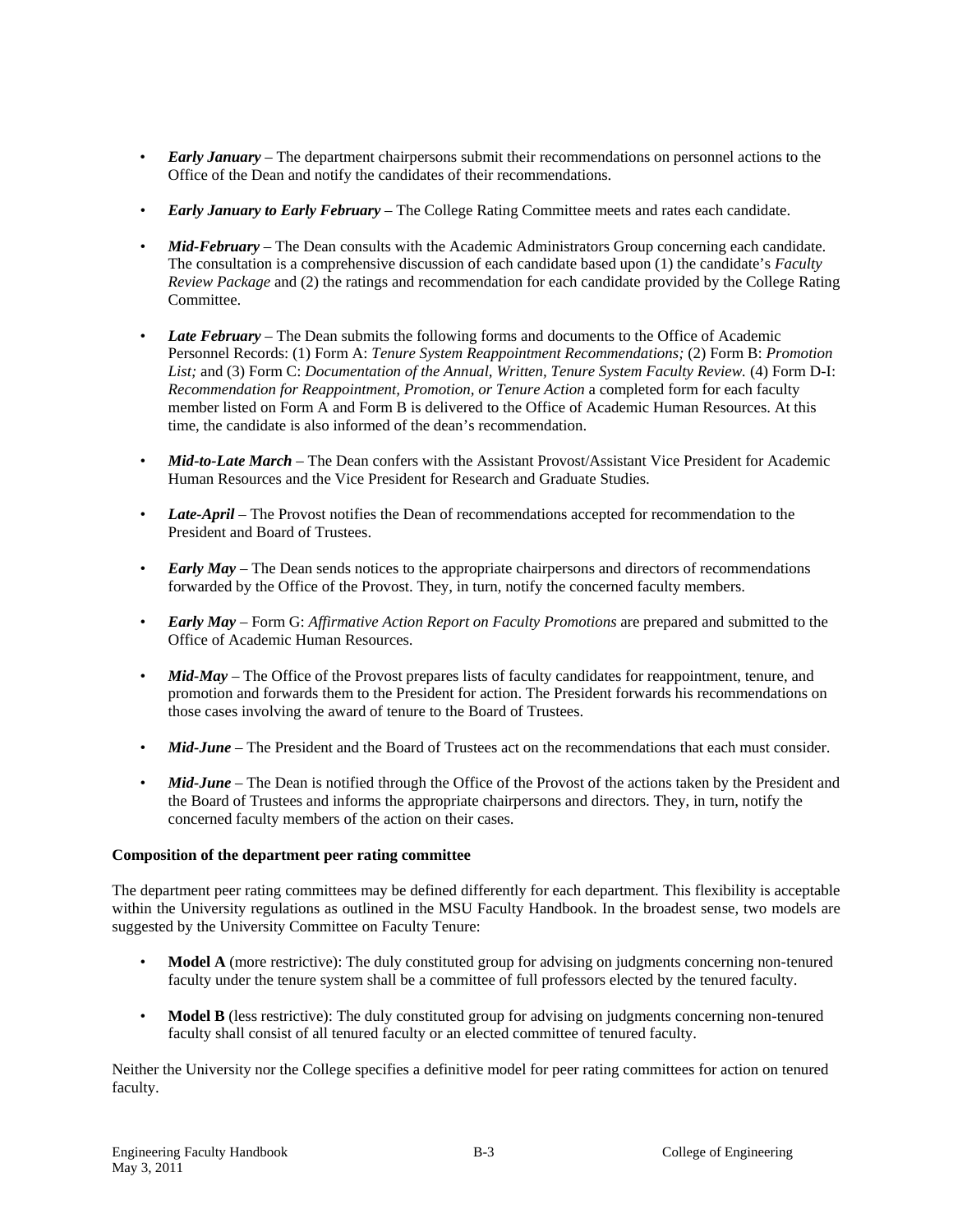- ***Early January*** – The department chairpersons submit their recommendations on personnel actions to the Office of the Dean and notify the candidates of their recommendations.

- ***Early January to Early February*** – The College Rating Committee meets and rates each candidate.

- ***Mid-February*** – The Dean consults with the Academic Administrators Group concerning each candidate. The consultation is a comprehensive discussion of each candidate based upon (1) the candidate's *Faculty Review Package* and (2) the ratings and recommendation for each candidate provided by the College Rating Committee.

- ***Late February*** – The Dean submits the following forms and documents to the Office of Academic Personnel Records: (1) Form A: *Tenure System Reappointment Recommendations;* (2) Form B: *Promotion List;* and (3) Form C: *Documentation of the Annual, Written, Tenure System Faculty Review.* (4) Form D-I: *Recommendation for Reappointment, Promotion, or Tenure Action* a completed form for each faculty member listed on Form A and Form B is delivered to the Office of Academic Human Resources. At this time, the candidate is also informed of the dean's recommendation.

- ***Mid-to-Late March*** – The Dean confers with the Assistant Provost/Assistant Vice President for Academic Human Resources and the Vice President for Research and Graduate Studies.

- ***Late-April*** – The Provost notifies the Dean of recommendations accepted for recommendation to the President and Board of Trustees.

- ***Early May*** – The Dean sends notices to the appropriate chairpersons and directors of recommendations forwarded by the Office of the Provost. They, in turn, notify the concerned faculty members.

- ***Early May*** – Form G: *Affirmative Action Report on Faculty Promotions* are prepared and submitted to the Office of Academic Human Resources.

- ***Mid-May*** – The Office of the Provost prepares lists of faculty candidates for reappointment, tenure, and promotion and forwards them to the President for action. The President forwards his recommendations on those cases involving the award of tenure to the Board of Trustees.

- ***Mid-June*** – The President and the Board of Trustees act on the recommendations that each must consider.

- ***Mid-June*** – The Dean is notified through the Office of the Provost of the actions taken by the President and the Board of Trustees and informs the appropriate chairpersons and directors. They, in turn, notify the concerned faculty members of the action on their cases.

**Composition of the department peer rating committee**

The department peer rating committees may be defined differently for each department. This flexibility is acceptable within the University regulations as outlined in the MSU Faculty Handbook. In the broadest sense, two models are suggested by the University Committee on Faculty Tenure:

- **Model A** (more restrictive): The duly constituted group for advising on judgments concerning non-tenured faculty under the tenure system shall be a committee of full professors elected by the tenured faculty.

- **Model B** (less restrictive): The duly constituted group for advising on judgments concerning non-tenured faculty shall consist of all tenured faculty or an elected committee of tenured faculty.

Neither the University nor the College specifies a definitive model for peer rating committees for action on tenured faculty.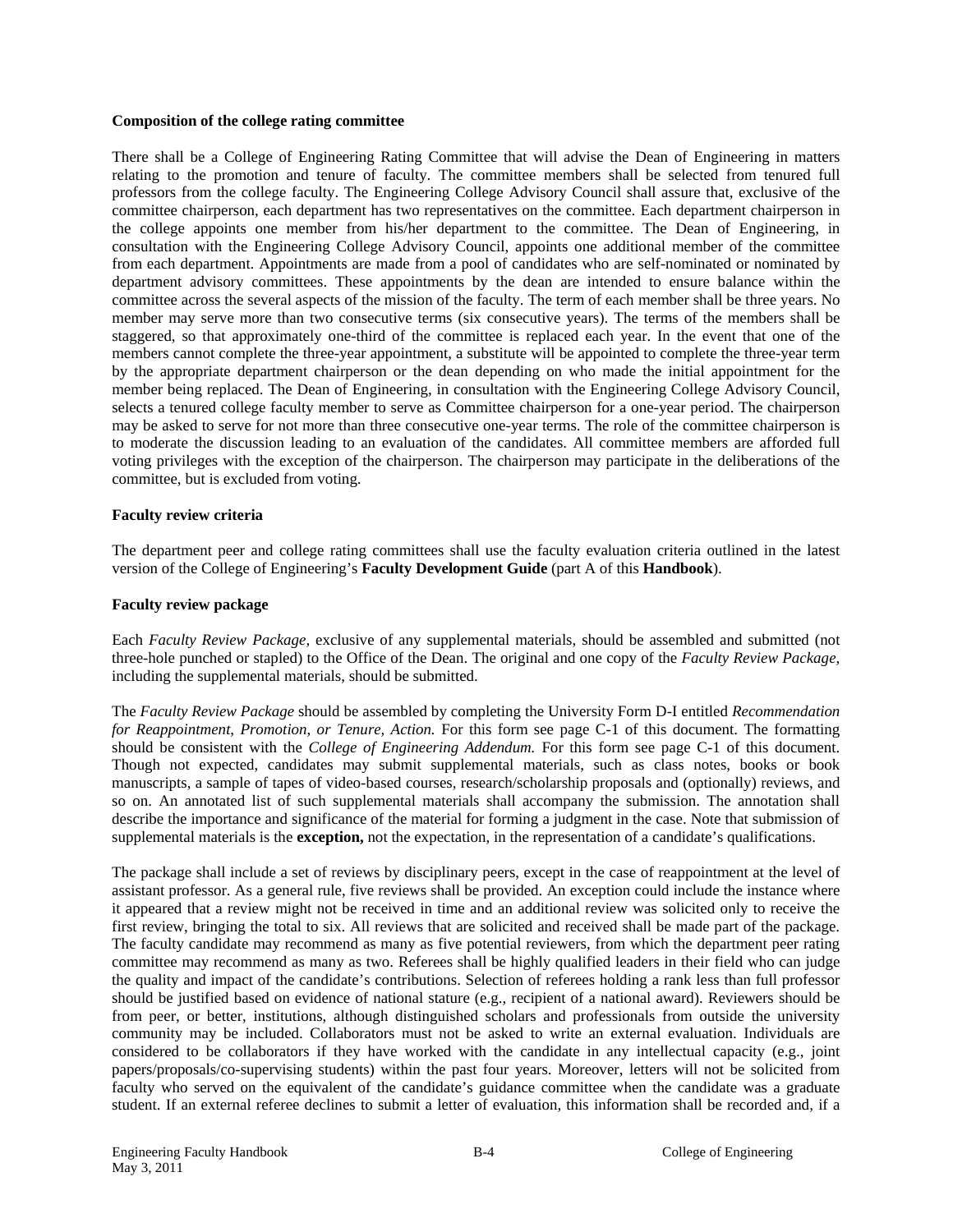**Composition of the college rating committee**

There shall be a College of Engineering Rating Committee that will advise the Dean of Engineering in matters relating to the promotion and tenure of faculty. The committee members shall be selected from tenured full professors from the college faculty. The Engineering College Advisory Council shall assure that, exclusive of the committee chairperson, each department has two representatives on the committee. Each department chairperson in the college appoints one member from his/her department to the committee. The Dean of Engineering, in consultation with the Engineering College Advisory Council, appoints one additional member of the committee from each department. Appointments are made from a pool of candidates who are self-nominated or nominated by department advisory committees. These appointments by the dean are intended to ensure balance within the committee across the several aspects of the mission of the faculty. The term of each member shall be three years. No member may serve more than two consecutive terms (six consecutive years). The terms of the members shall be staggered, so that approximately one-third of the committee is replaced each year. In the event that one of the members cannot complete the three-year appointment, a substitute will be appointed to complete the three-year term by the appropriate department chairperson or the dean depending on who made the initial appointment for the member being replaced. The Dean of Engineering, in consultation with the Engineering College Advisory Council, selects a tenured college faculty member to serve as Committee chairperson for a one-year period. The chairperson may be asked to serve for not more than three consecutive one-year terms. The role of the committee chairperson is to moderate the discussion leading to an evaluation of the candidates. All committee members are afforded full voting privileges with the exception of the chairperson. The chairperson may participate in the deliberations of the committee, but is excluded from voting.

**Faculty review criteria**

The department peer and college rating committees shall use the faculty evaluation criteria outlined in the latest version of the College of Engineering's **Faculty Development Guide** (part A of this **Handbook**).

**Faculty review package**

Each *Faculty Review Package,* exclusive of any supplemental materials, should be assembled and submitted (not three-hole punched or stapled) to the Office of the Dean. The original and one copy of the *Faculty Review Package,* including the supplemental materials, should be submitted.

The *Faculty Review Package* should be assembled by completing the University Form D-I entitled *Recommendation for Reappointment, Promotion, or Tenure, Action.* For this form see page C-1 of this document. The formatting should be consistent with the *College of Engineering Addendum.* For this form see page C-1 of this document. Though not expected, candidates may submit supplemental materials, such as class notes, books or book manuscripts, a sample of tapes of video-based courses, research/scholarship proposals and (optionally) reviews, and so on. An annotated list of such supplemental materials shall accompany the submission. The annotation shall describe the importance and significance of the material for forming a judgment in the case. Note that submission of supplemental materials is the **exception,** not the expectation, in the representation of a candidate's qualifications.

The package shall include a set of reviews by disciplinary peers, except in the case of reappointment at the level of assistant professor. As a general rule, five reviews shall be provided. An exception could include the instance where it appeared that a review might not be received in time and an additional review was solicited only to receive the first review, bringing the total to six. All reviews that are solicited and received shall be made part of the package. The faculty candidate may recommend as many as five potential reviewers, from which the department peer rating committee may recommend as many as two. Referees shall be highly qualified leaders in their field who can judge the quality and impact of the candidate's contributions. Selection of referees holding a rank less than full professor should be justified based on evidence of national stature (e.g., recipient of a national award). Reviewers should be from peer, or better, institutions, although distinguished scholars and professionals from outside the university community may be included. Collaborators must not be asked to write an external evaluation. Individuals are considered to be collaborators if they have worked with the candidate in any intellectual capacity (e.g., joint papers/proposals/co-supervising students) within the past four years. Moreover, letters will not be solicited from faculty who served on the equivalent of the candidate's guidance committee when the candidate was a graduate student. If an external referee declines to submit a letter of evaluation, this information shall be recorded and, if a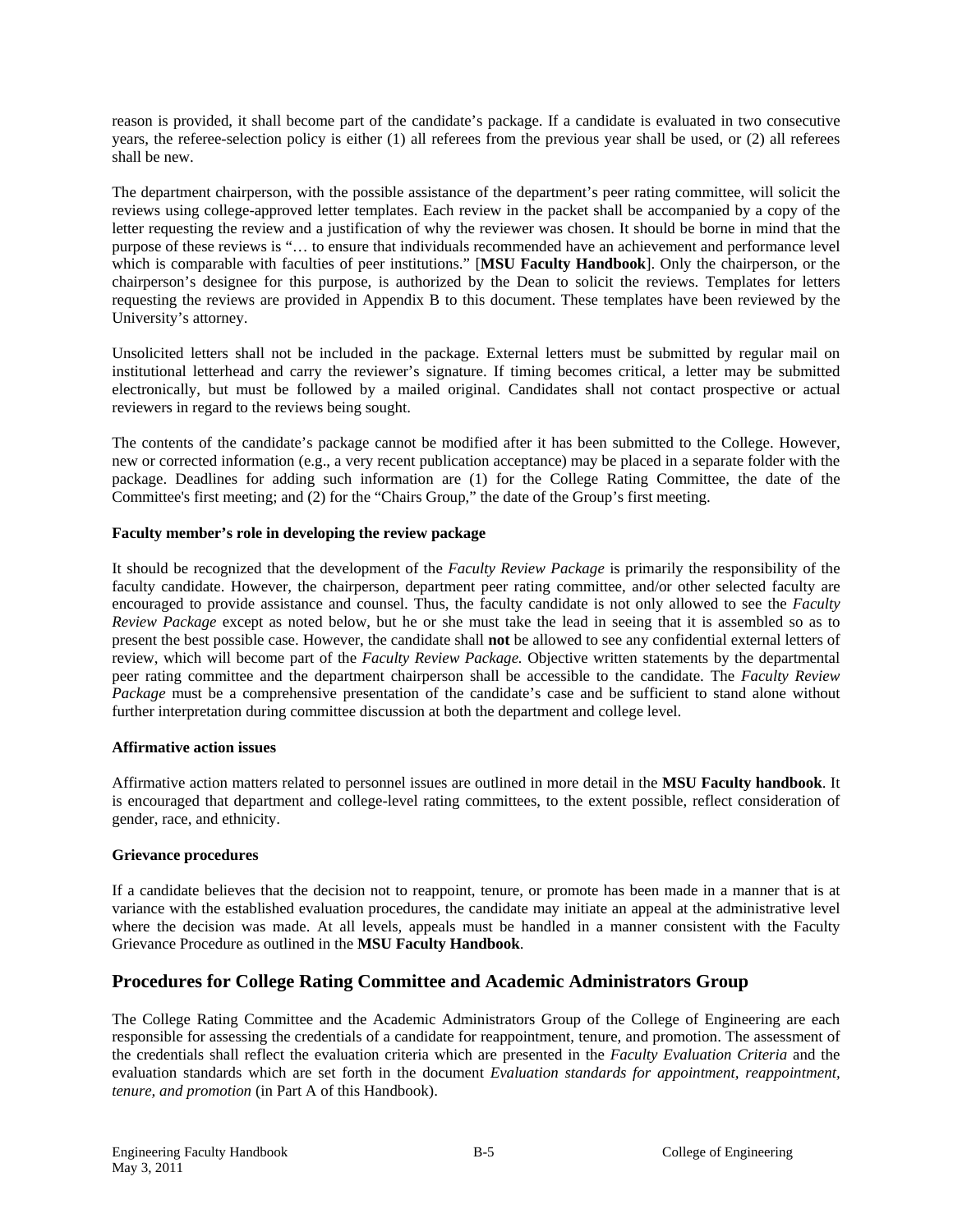reason is provided, it shall become part of the candidate's package. If a candidate is evaluated in two consecutive years, the referee-selection policy is either (1) all referees from the previous year shall be used, or (2) all referees shall be new.

The department chairperson, with the possible assistance of the department's peer rating committee, will solicit the reviews using college-approved letter templates. Each review in the packet shall be accompanied by a copy of the letter requesting the review and a justification of why the reviewer was chosen. It should be borne in mind that the purpose of these reviews is "… to ensure that individuals recommended have an achievement and performance level which is comparable with faculties of peer institutions." [**MSU Faculty Handbook**]. Only the chairperson, or the chairperson's designee for this purpose, is authorized by the Dean to solicit the reviews. Templates for letters requesting the reviews are provided in Appendix B to this document. These templates have been reviewed by the University's attorney.

Unsolicited letters shall not be included in the package. External letters must be submitted by regular mail on institutional letterhead and carry the reviewer's signature. If timing becomes critical, a letter may be submitted electronically, but must be followed by a mailed original. Candidates shall not contact prospective or actual reviewers in regard to the reviews being sought.

The contents of the candidate's package cannot be modified after it has been submitted to the College. However, new or corrected information (e.g., a very recent publication acceptance) may be placed in a separate folder with the package. Deadlines for adding such information are (1) for the College Rating Committee, the date of the Committee's first meeting; and (2) for the "Chairs Group," the date of the Group's first meeting.

**Faculty member's role in developing the review package**

It should be recognized that the development of the *Faculty Review Package* is primarily the responsibility of the faculty candidate. However, the chairperson, department peer rating committee, and/or other selected faculty are encouraged to provide assistance and counsel. Thus, the faculty candidate is not only allowed to see the *Faculty Review Package* except as noted below, but he or she must take the lead in seeing that it is assembled so as to present the best possible case. However, the candidate shall **not** be allowed to see any confidential external letters of review, which will become part of the *Faculty Review Package.* Objective written statements by the departmental peer rating committee and the department chairperson shall be accessible to the candidate. The *Faculty Review Package* must be a comprehensive presentation of the candidate's case and be sufficient to stand alone without further interpretation during committee discussion at both the department and college level.

**Affirmative action issues**

Affirmative action matters related to personnel issues are outlined in more detail in the **MSU Faculty handbook**. It is encouraged that department and college-level rating committees, to the extent possible, reflect consideration of gender, race, and ethnicity.

**Grievance procedures**

If a candidate believes that the decision not to reappoint, tenure, or promote has been made in a manner that is at variance with the established evaluation procedures, the candidate may initiate an appeal at the administrative level where the decision was made. At all levels, appeals must be handled in a manner consistent with the Faculty Grievance Procedure as outlined in the **MSU Faculty Handbook**.

## Procedures for College Rating Committee and Academic Administrators Group

The College Rating Committee and the Academic Administrators Group of the College of Engineering are each responsible for assessing the credentials of a candidate for reappointment, tenure, and promotion. The assessment of the credentials shall reflect the evaluation criteria which are presented in the *Faculty Evaluation Criteria* and the evaluation standards which are set forth in the document *Evaluation standards for appointment, reappointment, tenure, and promotion* (in Part A of this Handbook).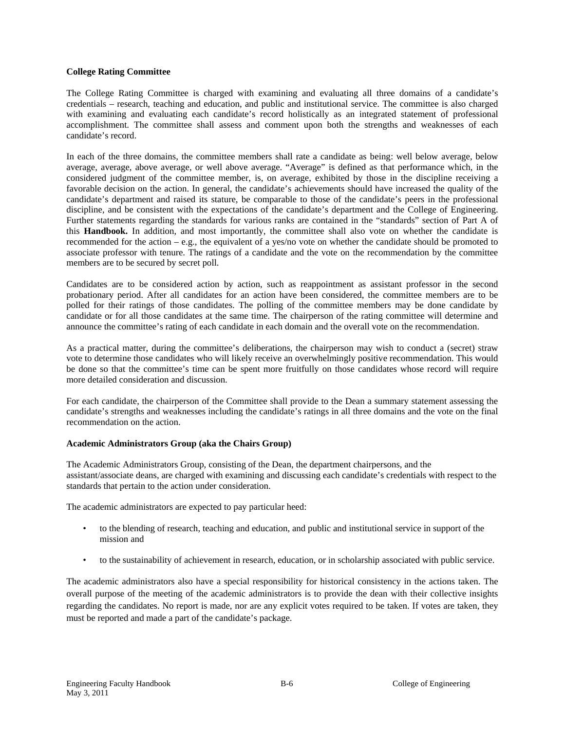**College Rating Committee**

The College Rating Committee is charged with examining and evaluating all three domains of a candidate's credentials – research, teaching and education, and public and institutional service. The committee is also charged with examining and evaluating each candidate's record holistically as an integrated statement of professional accomplishment. The committee shall assess and comment upon both the strengths and weaknesses of each candidate's record.

In each of the three domains, the committee members shall rate a candidate as being: well below average, below average, average, above average, or well above average. "Average" is defined as that performance which, in the considered judgment of the committee member, is, on average, exhibited by those in the discipline receiving a favorable decision on the action. In general, the candidate's achievements should have increased the quality of the candidate's department and raised its stature, be comparable to those of the candidate's peers in the professional discipline, and be consistent with the expectations of the candidate's department and the College of Engineering. Further statements regarding the standards for various ranks are contained in the "standards" section of Part A of this **Handbook.** In addition, and most importantly, the committee shall also vote on whether the candidate is recommended for the action – e.g., the equivalent of a yes/no vote on whether the candidate should be promoted to associate professor with tenure. The ratings of a candidate and the vote on the recommendation by the committee members are to be secured by secret poll.

Candidates are to be considered action by action, such as reappointment as assistant professor in the second probationary period. After all candidates for an action have been considered, the committee members are to be polled for their ratings of those candidates. The polling of the committee members may be done candidate by candidate or for all those candidates at the same time. The chairperson of the rating committee will determine and announce the committee's rating of each candidate in each domain and the overall vote on the recommendation.

As a practical matter, during the committee's deliberations, the chairperson may wish to conduct a (secret) straw vote to determine those candidates who will likely receive an overwhelmingly positive recommendation. This would be done so that the committee's time can be spent more fruitfully on those candidates whose record will require more detailed consideration and discussion.

For each candidate, the chairperson of the Committee shall provide to the Dean a summary statement assessing the candidate's strengths and weaknesses including the candidate's ratings in all three domains and the vote on the final recommendation on the action.

**Academic Administrators Group (aka the Chairs Group)**

The Academic Administrators Group, consisting of the Dean, the department chairpersons, and the assistant/associate deans, are charged with examining and discussing each candidate's credentials with respect to the standards that pertain to the action under consideration.

The academic administrators are expected to pay particular heed:

- to the blending of research, teaching and education, and public and institutional service in support of the mission and
- to the sustainability of achievement in research, education, or in scholarship associated with public service.

The academic administrators also have a special responsibility for historical consistency in the actions taken. The overall purpose of the meeting of the academic administrators is to provide the dean with their collective insights regarding the candidates. No report is made, nor are any explicit votes required to be taken. If votes are taken, they must be reported and made a part of the candidate's package.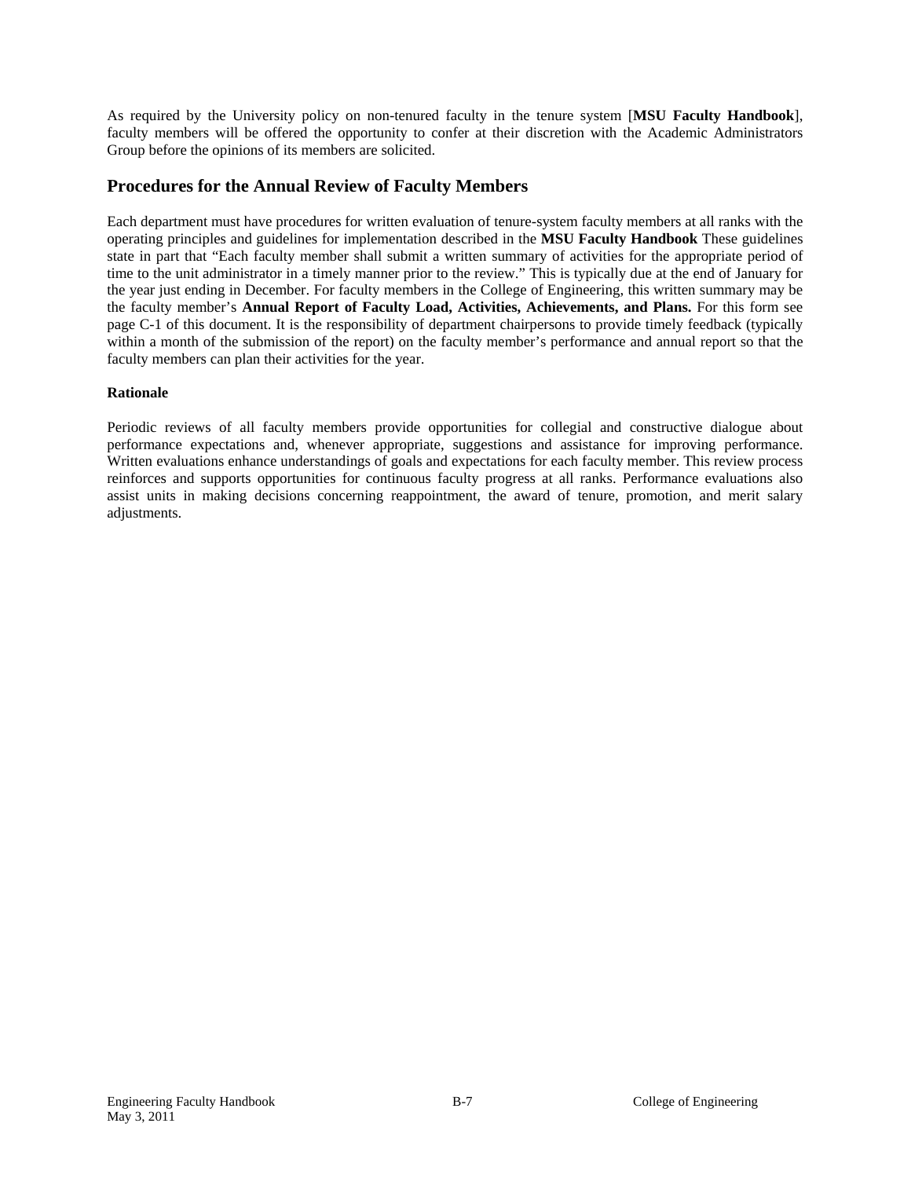As required by the University policy on non-tenured faculty in the tenure system [**MSU Faculty Handbook**], faculty members will be offered the opportunity to confer at their discretion with the Academic Administrators Group before the opinions of its members are solicited.

## Procedures for the Annual Review of Faculty Members

Each department must have procedures for written evaluation of tenure-system faculty members at all ranks with the operating principles and guidelines for implementation described in the **MSU Faculty Handbook** These guidelines state in part that "Each faculty member shall submit a written summary of activities for the appropriate period of time to the unit administrator in a timely manner prior to the review." This is typically due at the end of January for the year just ending in December. For faculty members in the College of Engineering, this written summary may be the faculty member's **Annual Report of Faculty Load, Activities, Achievements, and Plans.** For this form see page C-1 of this document. It is the responsibility of department chairpersons to provide timely feedback (typically within a month of the submission of the report) on the faculty member's performance and annual report so that the faculty members can plan their activities for the year.

**Rationale**

Periodic reviews of all faculty members provide opportunities for collegial and constructive dialogue about performance expectations and, whenever appropriate, suggestions and assistance for improving performance. Written evaluations enhance understandings of goals and expectations for each faculty member. This review process reinforces and supports opportunities for continuous faculty progress at all ranks. Performance evaluations also assist units in making decisions concerning reappointment, the award of tenure, promotion, and merit salary adjustments.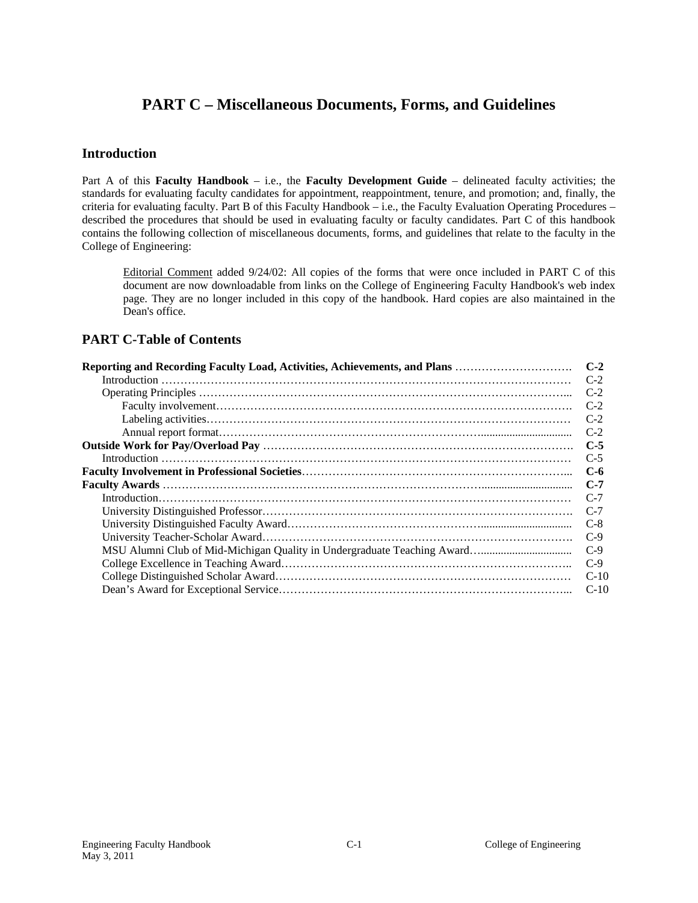# PART C – Miscellaneous Documents, Forms, and Guidelines

## Introduction

Part A of this **Faculty Handbook** – i.e., the **Faculty Development Guide** – delineated faculty activities; the standards for evaluating faculty candidates for appointment, reappointment, tenure, and promotion; and, finally, the criteria for evaluating faculty. Part B of this Faculty Handbook – i.e., the Faculty Evaluation Operating Procedures – described the procedures that should be used in evaluating faculty or faculty candidates. Part C of this handbook contains the following collection of miscellaneous documents, forms, and guidelines that relate to the faculty in the College of Engineering:

> Editorial Comment added 9/24/02: All copies of the forms that were once included in PART C of this document are now downloadable from links on the College of Engineering Faculty Handbook's web index page. They are no longer included in this copy of the handbook. Hard copies are also maintained in the Dean's office.

## PART C-Table of Contents

| | |
|---|---|
| **Reporting and Recording Faculty Load, Activities, Achievements, and Plans** | **C-2** |
| Introduction | C-2 |
| Operating Principles | C-2 |
| Faculty involvement | C-2 |
| Labeling activities | C-2 |
| Annual report format | C-2 |
| **Outside Work for Pay/Overload Pay** | **C-5** |
| Introduction | C-5 |
| **Faculty Involvement in Professional Societies** | **C-6** |
| **Faculty Awards** | **C-7** |
| Introduction | C-7 |
| University Distinguished Professor | C-7 |
| University Distinguished Faculty Award | C-8 |
| University Teacher-Scholar Award | C-9 |
| MSU Alumni Club of Mid-Michigan Quality in Undergraduate Teaching Award | C-9 |
| College Excellence in Teaching Award | C-9 |
| College Distinguished Scholar Award | C-10 |
| Dean's Award for Exceptional Service | C-10 |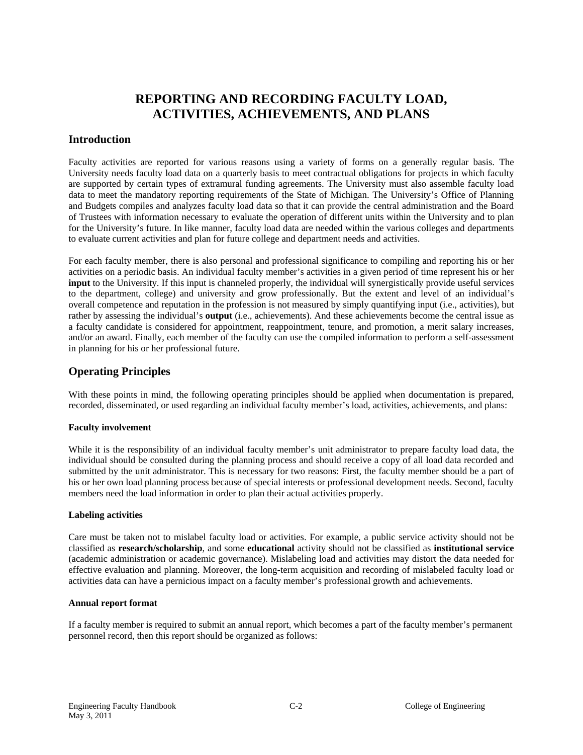# REPORTING AND RECORDING FACULTY LOAD, ACTIVITIES, ACHIEVEMENTS, AND PLANS

## Introduction

Faculty activities are reported for various reasons using a variety of forms on a generally regular basis. The University needs faculty load data on a quarterly basis to meet contractual obligations for projects in which faculty are supported by certain types of extramural funding agreements. The University must also assemble faculty load data to meet the mandatory reporting requirements of the State of Michigan. The University's Office of Planning and Budgets compiles and analyzes faculty load data so that it can provide the central administration and the Board of Trustees with information necessary to evaluate the operation of different units within the University and to plan for the University's future. In like manner, faculty load data are needed within the various colleges and departments to evaluate current activities and plan for future college and department needs and activities.

For each faculty member, there is also personal and professional significance to compiling and reporting his or her activities on a periodic basis. An individual faculty member's activities in a given period of time represent his or her **input** to the University. If this input is channeled properly, the individual will synergistically provide useful services to the department, college) and university and grow professionally. But the extent and level of an individual's overall competence and reputation in the profession is not measured by simply quantifying input (i.e., activities), but rather by assessing the individual's **output** (i.e., achievements). And these achievements become the central issue as a faculty candidate is considered for appointment, reappointment, tenure, and promotion, a merit salary increases, and/or an award. Finally, each member of the faculty can use the compiled information to perform a self-assessment in planning for his or her professional future.

## Operating Principles

With these points in mind, the following operating principles should be applied when documentation is prepared, recorded, disseminated, or used regarding an individual faculty member's load, activities, achievements, and plans:

**Faculty involvement**

While it is the responsibility of an individual faculty member's unit administrator to prepare faculty load data, the individual should be consulted during the planning process and should receive a copy of all load data recorded and submitted by the unit administrator. This is necessary for two reasons: First, the faculty member should be a part of his or her own load planning process because of special interests or professional development needs. Second, faculty members need the load information in order to plan their actual activities properly.

**Labeling activities**

Care must be taken not to mislabel faculty load or activities. For example, a public service activity should not be classified as **research/scholarship**, and some **educational** activity should not be classified as **institutional service** (academic administration or academic governance). Mislabeling load and activities may distort the data needed for effective evaluation and planning. Moreover, the long-term acquisition and recording of mislabeled faculty load or activities data can have a pernicious impact on a faculty member's professional growth and achievements.

**Annual report format**

If a faculty member is required to submit an annual report, which becomes a part of the faculty member's permanent personnel record, then this report should be organized as follows: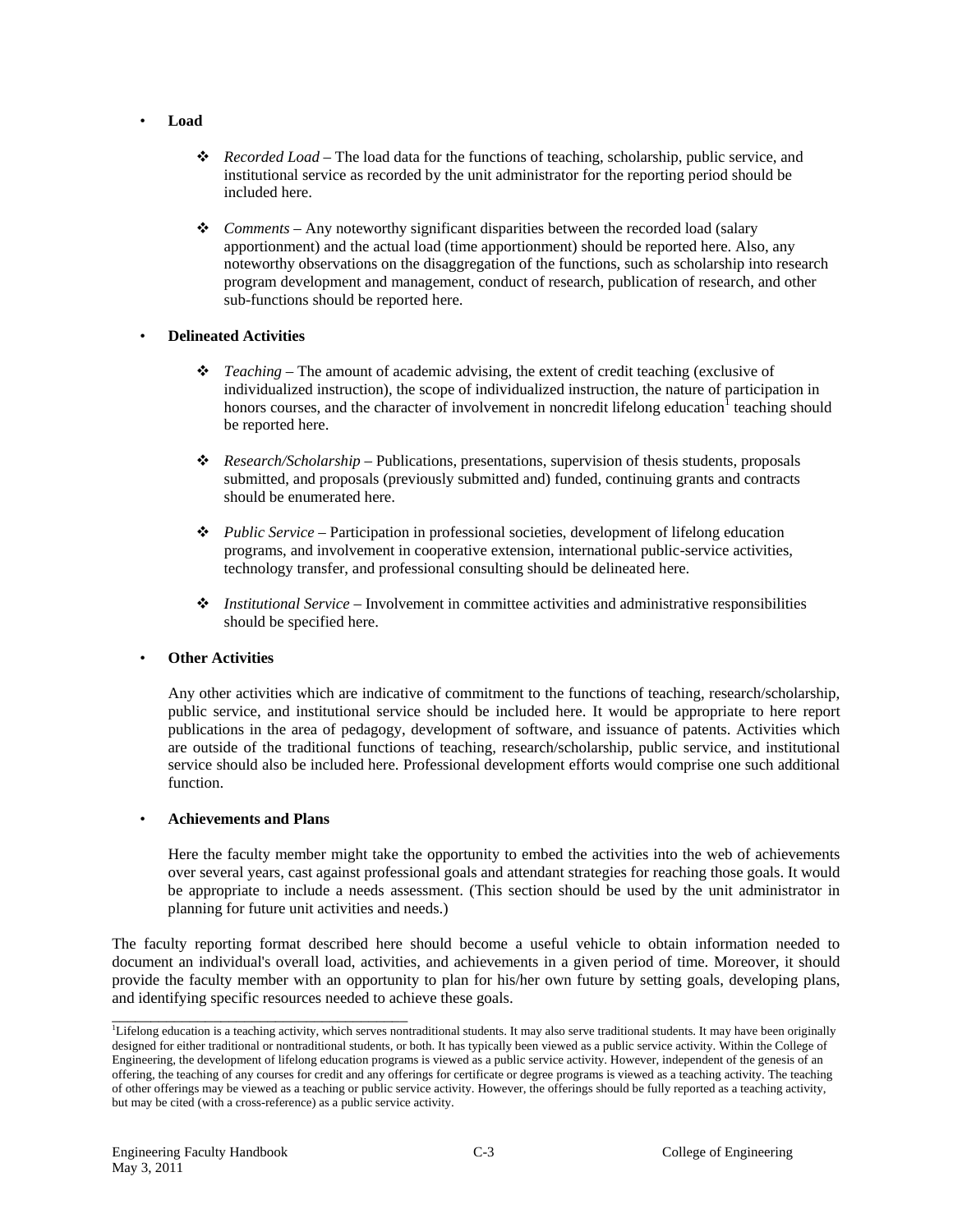- **Load**

  - *Recorded Load* – The load data for the functions of teaching, scholarship, public service, and institutional service as recorded by the unit administrator for the reporting period should be included here.

  - *Comments* – Any noteworthy significant disparities between the recorded load (salary apportionment) and the actual load (time apportionment) should be reported here. Also, any noteworthy observations on the disaggregation of the functions, such as scholarship into research program development and management, conduct of research, publication of research, and other sub-functions should be reported here.

- **Delineated Activities**

  - *Teaching* – The amount of academic advising, the extent of credit teaching (exclusive of individualized instruction), the scope of individualized instruction, the nature of participation in honors courses, and the character of involvement in noncredit lifelong education[1] teaching should be reported here.

  - *Research/Scholarship* – Publications, presentations, supervision of thesis students, proposals submitted, and proposals (previously submitted and) funded, continuing grants and contracts should be enumerated here.

  - *Public Service* – Participation in professional societies, development of lifelong education programs, and involvement in cooperative extension, international public-service activities, technology transfer, and professional consulting should be delineated here.

  - *Institutional Service* – Involvement in committee activities and administrative responsibilities should be specified here.

- **Other Activities**

  Any other activities which are indicative of commitment to the functions of teaching, research/scholarship, public service, and institutional service should be included here. It would be appropriate to here report publications in the area of pedagogy, development of software, and issuance of patents. Activities which are outside of the traditional functions of teaching, research/scholarship, public service, and institutional service should also be included here. Professional development efforts would comprise one such additional function.

- **Achievements and Plans**

  Here the faculty member might take the opportunity to embed the activities into the web of achievements over several years, cast against professional goals and attendant strategies for reaching those goals. It would be appropriate to include a needs assessment. (This section should be used by the unit administrator in planning for future unit activities and needs.)

The faculty reporting format described here should become a useful vehicle to obtain information needed to document an individual's overall load, activities, and achievements in a given period of time. Moreover, it should provide the faculty member with an opportunity to plan for his/her own future by setting goals, developing plans, and identifying specific resources needed to achieve these goals.

---

[1] Lifelong education is a teaching activity, which serves nontraditional students. It may also serve traditional students. It may have been originally designed for either traditional or nontraditional students, or both. It has typically been viewed as a public service activity. Within the College of Engineering, the development of lifelong education programs is viewed as a public service activity. However, independent of the genesis of an offering, the teaching of any courses for credit and any offerings for certificate or degree programs is viewed as a teaching activity. The teaching of other offerings may be viewed as a teaching or public service activity. However, the offerings should be fully reported as a teaching activity, but may be cited (with a cross-reference) as a public service activity.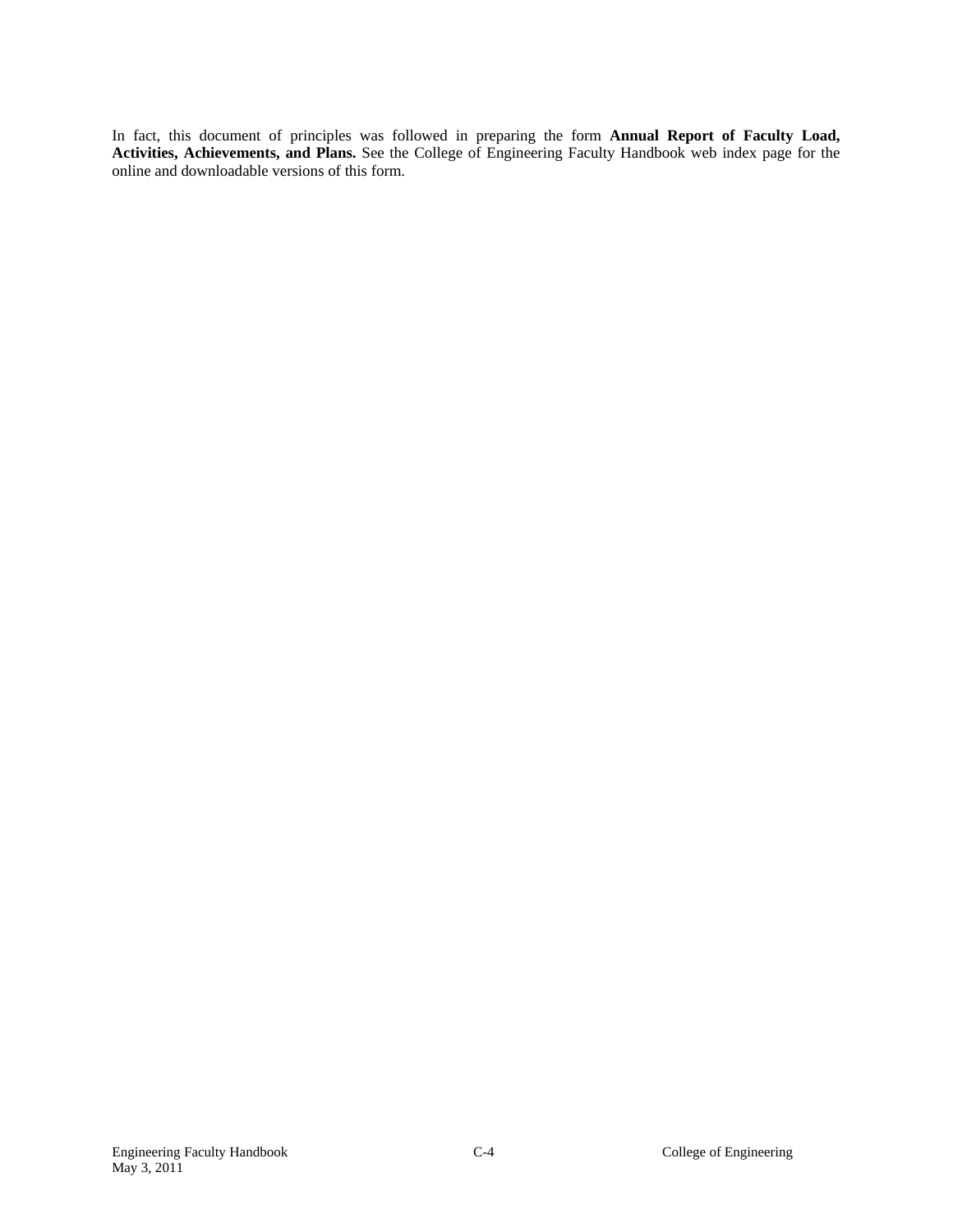In fact, this document of principles was followed in preparing the form **Annual Report of Faculty Load, Activities, Achievements, and Plans.** See the College of Engineering Faculty Handbook web index page for the online and downloadable versions of this form.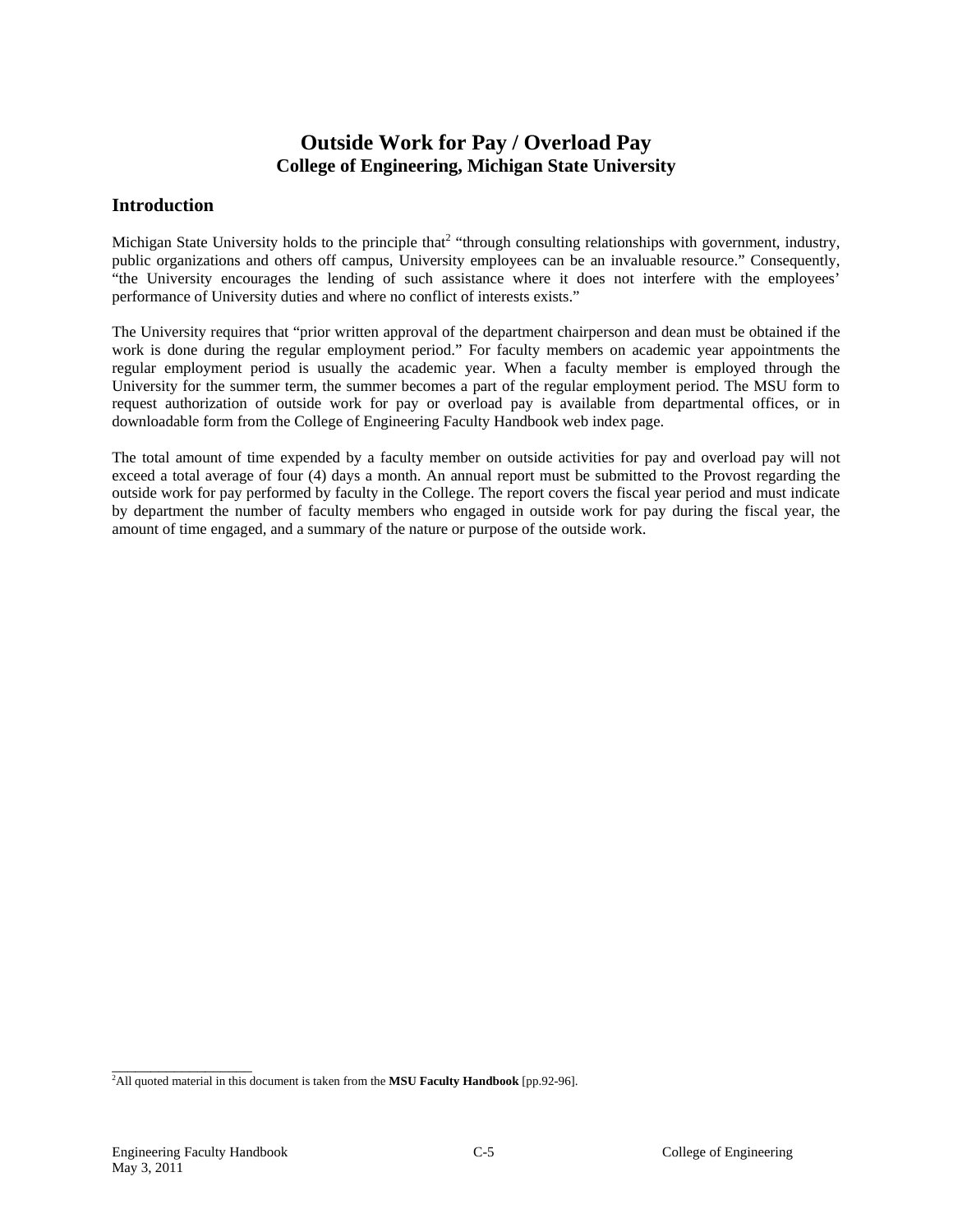# Outside Work for Pay / Overload Pay

**College of Engineering, Michigan State University**

## Introduction

Michigan State University holds to the principle that[2] "through consulting relationships with government, industry, public organizations and others off campus, University employees can be an invaluable resource." Consequently, "the University encourages the lending of such assistance where it does not interfere with the employees' performance of University duties and where no conflict of interests exists."

The University requires that "prior written approval of the department chairperson and dean must be obtained if the work is done during the regular employment period." For faculty members on academic year appointments the regular employment period is usually the academic year. When a faculty member is employed through the University for the summer term, the summer becomes a part of the regular employment period. The MSU form to request authorization of outside work for pay or overload pay is available from departmental offices, or in downloadable form from the College of Engineering Faculty Handbook web index page.

The total amount of time expended by a faculty member on outside activities for pay and overload pay will not exceed a total average of four (4) days a month. An annual report must be submitted to the Provost regarding the outside work for pay performed by faculty in the College. The report covers the fiscal year period and must indicate by department the number of faculty members who engaged in outside work for pay during the fiscal year, the amount of time engaged, and a summary of the nature or purpose of the outside work.

---

[2] All quoted material in this document is taken from the **MSU Faculty Handbook** [pp.92-96].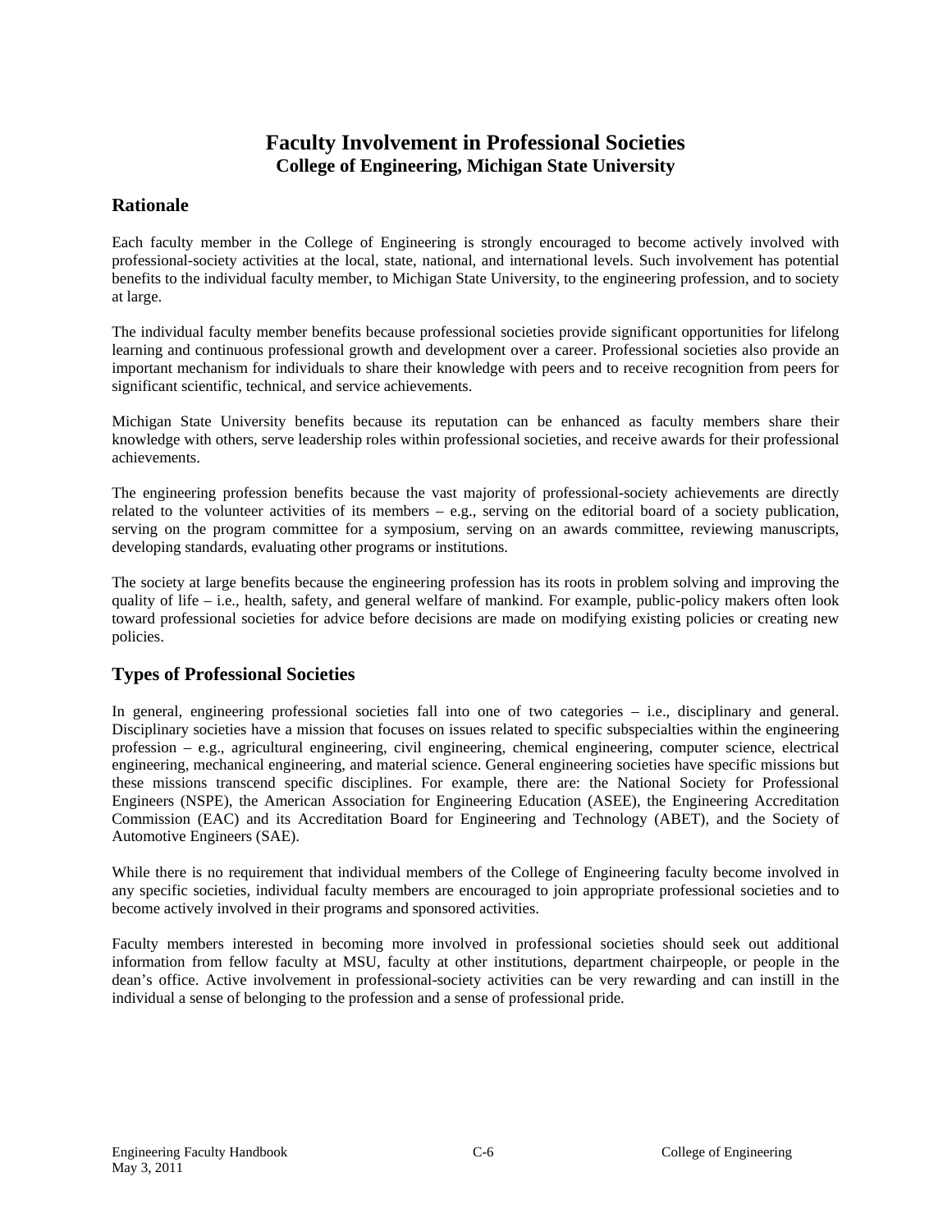# Faculty Involvement in Professional Societies

**College of Engineering, Michigan State University**

## Rationale

Each faculty member in the College of Engineering is strongly encouraged to become actively involved with professional-society activities at the local, state, national, and international levels. Such involvement has potential benefits to the individual faculty member, to Michigan State University, to the engineering profession, and to society at large.

The individual faculty member benefits because professional societies provide significant opportunities for lifelong learning and continuous professional growth and development over a career. Professional societies also provide an important mechanism for individuals to share their knowledge with peers and to receive recognition from peers for significant scientific, technical, and service achievements.

Michigan State University benefits because its reputation can be enhanced as faculty members share their knowledge with others, serve leadership roles within professional societies, and receive awards for their professional achievements.

The engineering profession benefits because the vast majority of professional-society achievements are directly related to the volunteer activities of its members – e.g., serving on the editorial board of a society publication, serving on the program committee for a symposium, serving on an awards committee, reviewing manuscripts, developing standards, evaluating other programs or institutions.

The society at large benefits because the engineering profession has its roots in problem solving and improving the quality of life – i.e., health, safety, and general welfare of mankind. For example, public-policy makers often look toward professional societies for advice before decisions are made on modifying existing policies or creating new policies.

## Types of Professional Societies

In general, engineering professional societies fall into one of two categories – i.e., disciplinary and general. Disciplinary societies have a mission that focuses on issues related to specific subspecialties within the engineering profession – e.g., agricultural engineering, civil engineering, chemical engineering, computer science, electrical engineering, mechanical engineering, and material science. General engineering societies have specific missions but these missions transcend specific disciplines. For example, there are: the National Society for Professional Engineers (NSPE), the American Association for Engineering Education (ASEE), the Engineering Accreditation Commission (EAC) and its Accreditation Board for Engineering and Technology (ABET), and the Society of Automotive Engineers (SAE).

While there is no requirement that individual members of the College of Engineering faculty become involved in any specific societies, individual faculty members are encouraged to join appropriate professional societies and to become actively involved in their programs and sponsored activities.

Faculty members interested in becoming more involved in professional societies should seek out additional information from fellow faculty at MSU, faculty at other institutions, department chairpeople, or people in the dean's office. Active involvement in professional-society activities can be very rewarding and can instill in the individual a sense of belonging to the profession and a sense of professional pride.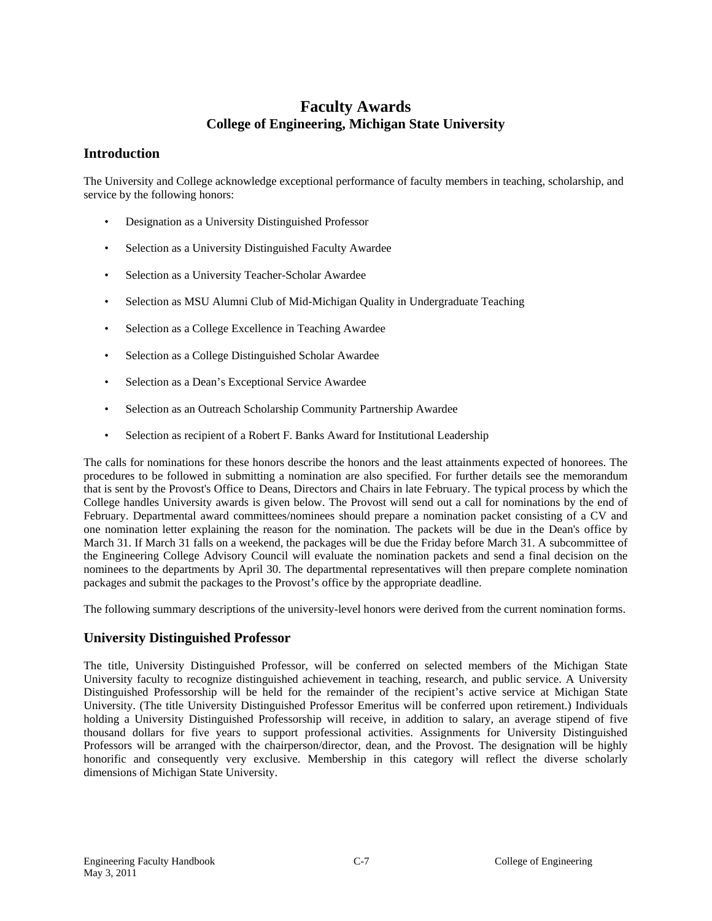# Faculty Awards
## College of Engineering, Michigan State University

## Introduction

The University and College acknowledge exceptional performance of faculty members in teaching, scholarship, and service by the following honors:

- Designation as a University Distinguished Professor
- Selection as a University Distinguished Faculty Awardee
- Selection as a University Teacher-Scholar Awardee
- Selection as MSU Alumni Club of Mid-Michigan Quality in Undergraduate Teaching
- Selection as a College Excellence in Teaching Awardee
- Selection as a College Distinguished Scholar Awardee
- Selection as a Dean's Exceptional Service Awardee
- Selection as an Outreach Scholarship Community Partnership Awardee
- Selection as recipient of a Robert F. Banks Award for Institutional Leadership

The calls for nominations for these honors describe the honors and the least attainments expected of honorees. The procedures to be followed in submitting a nomination are also specified. For further details see the memorandum that is sent by the Provost's Office to Deans, Directors and Chairs in late February. The typical process by which the College handles University awards is given below. The Provost will send out a call for nominations by the end of February. Departmental award committees/nominees should prepare a nomination packet consisting of a CV and one nomination letter explaining the reason for the nomination. The packets will be due in the Dean's office by March 31. If March 31 falls on a weekend, the packages will be due the Friday before March 31. A subcommittee of the Engineering College Advisory Council will evaluate the nomination packets and send a final decision on the nominees to the departments by April 30. The departmental representatives will then prepare complete nomination packages and submit the packages to the Provost's office by the appropriate deadline.

The following summary descriptions of the university-level honors were derived from the current nomination forms.

## University Distinguished Professor

The title, University Distinguished Professor, will be conferred on selected members of the Michigan State University faculty to recognize distinguished achievement in teaching, research, and public service. A University Distinguished Professorship will be held for the remainder of the recipient's active service at Michigan State University. (The title University Distinguished Professor Emeritus will be conferred upon retirement.) Individuals holding a University Distinguished Professorship will receive, in addition to salary, an average stipend of five thousand dollars for five years to support professional activities. Assignments for University Distinguished Professors will be arranged with the chairperson/director, dean, and the Provost. The designation will be highly honorific and consequently very exclusive. Membership in this category will reflect the diverse scholarly dimensions of Michigan State University.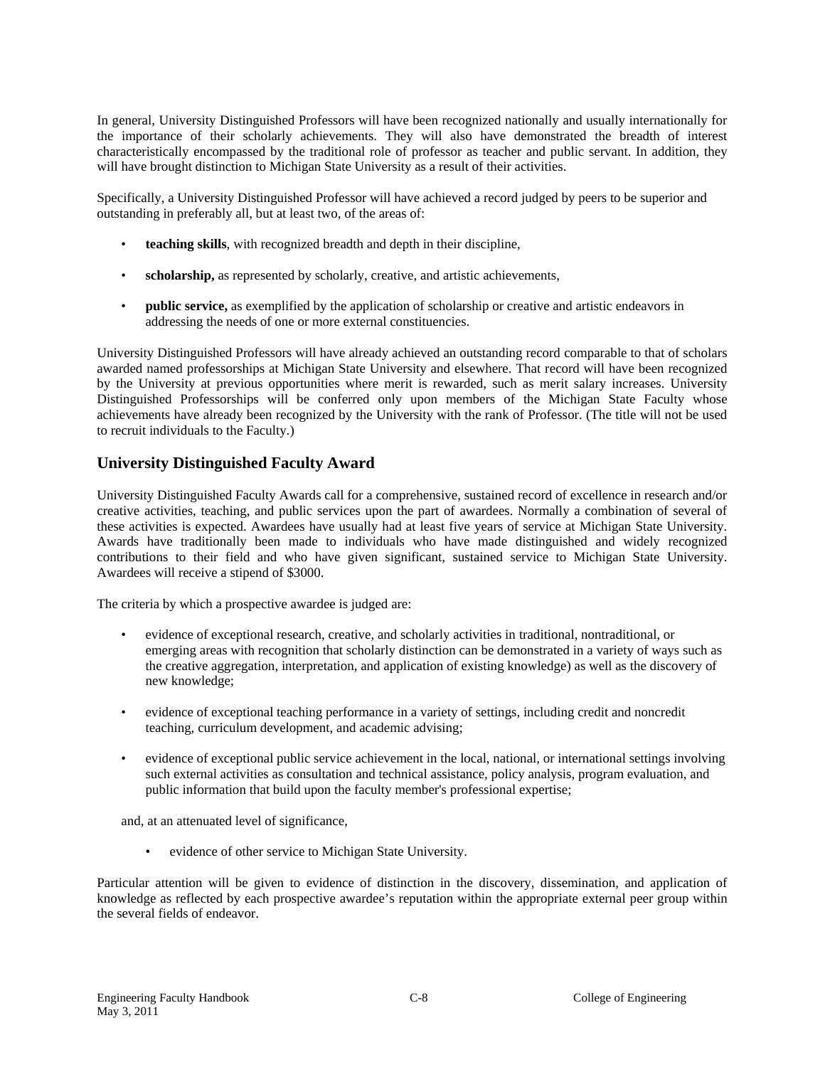In general, University Distinguished Professors will have been recognized nationally and usually internationally for the importance of their scholarly achievements. They will also have demonstrated the breadth of interest characteristically encompassed by the traditional role of professor as teacher and public servant. In addition, they will have brought distinction to Michigan State University as a result of their activities.

Specifically, a University Distinguished Professor will have achieved a record judged by peers to be superior and outstanding in preferably all, but at least two, of the areas of:

- **teaching skills**, with recognized breadth and depth in their discipline,
- **scholarship,** as represented by scholarly, creative, and artistic achievements,
- **public service,** as exemplified by the application of scholarship or creative and artistic endeavors in addressing the needs of one or more external constituencies.

University Distinguished Professors will have already achieved an outstanding record comparable to that of scholars awarded named professorships at Michigan State University and elsewhere. That record will have been recognized by the University at previous opportunities where merit is rewarded, such as merit salary increases. University Distinguished Professorships will be conferred only upon members of the Michigan State Faculty whose achievements have already been recognized by the University with the rank of Professor. (The title will not be used to recruit individuals to the Faculty.)

## University Distinguished Faculty Award

University Distinguished Faculty Awards call for a comprehensive, sustained record of excellence in research and/or creative activities, teaching, and public services upon the part of awardees. Normally a combination of several of these activities is expected. Awardees have usually had at least five years of service at Michigan State University. Awards have traditionally been made to individuals who have made distinguished and widely recognized contributions to their field and who have given significant, sustained service to Michigan State University. Awardees will receive a stipend of $3000.

The criteria by which a prospective awardee is judged are:

- evidence of exceptional research, creative, and scholarly activities in traditional, nontraditional, or emerging areas with recognition that scholarly distinction can be demonstrated in a variety of ways such as the creative aggregation, interpretation, and application of existing knowledge) as well as the discovery of new knowledge;
- evidence of exceptional teaching performance in a variety of settings, including credit and noncredit teaching, curriculum development, and academic advising;
- evidence of exceptional public service achievement in the local, national, or international settings involving such external activities as consultation and technical assistance, policy analysis, program evaluation, and public information that build upon the faculty member's professional expertise;

and, at an attenuated level of significance,

- evidence of other service to Michigan State University.

Particular attention will be given to evidence of distinction in the discovery, dissemination, and application of knowledge as reflected by each prospective awardee's reputation within the appropriate external peer group within the several fields of endeavor.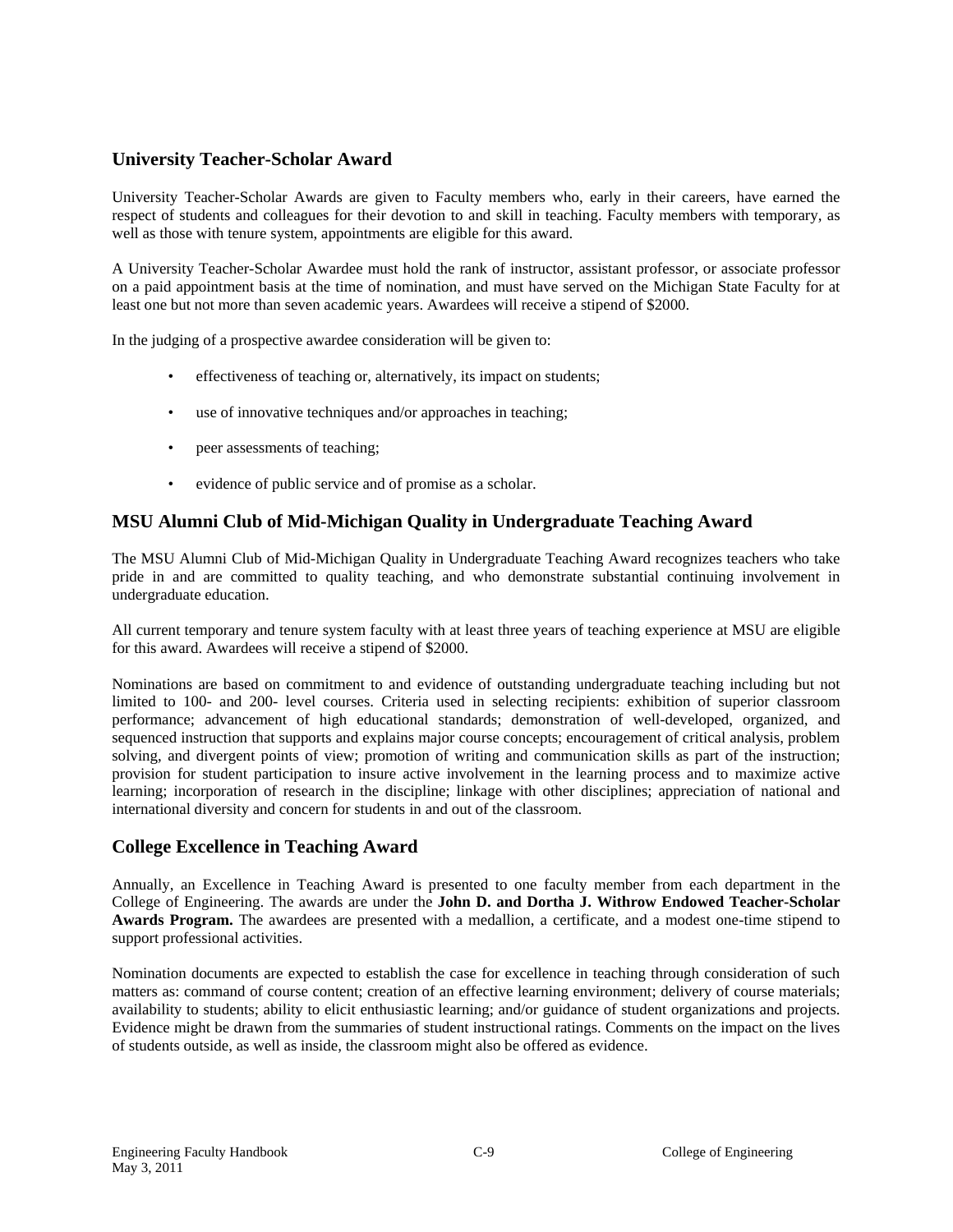## University Teacher-Scholar Award

University Teacher-Scholar Awards are given to Faculty members who, early in their careers, have earned the respect of students and colleagues for their devotion to and skill in teaching. Faculty members with temporary, as well as those with tenure system, appointments are eligible for this award.

A University Teacher-Scholar Awardee must hold the rank of instructor, assistant professor, or associate professor on a paid appointment basis at the time of nomination, and must have served on the Michigan State Faculty for at least one but not more than seven academic years. Awardees will receive a stipend of $2000.

In the judging of a prospective awardee consideration will be given to:

- effectiveness of teaching or, alternatively, its impact on students;
- use of innovative techniques and/or approaches in teaching;
- peer assessments of teaching;
- evidence of public service and of promise as a scholar.

## MSU Alumni Club of Mid-Michigan Quality in Undergraduate Teaching Award

The MSU Alumni Club of Mid-Michigan Quality in Undergraduate Teaching Award recognizes teachers who take pride in and are committed to quality teaching, and who demonstrate substantial continuing involvement in undergraduate education.

All current temporary and tenure system faculty with at least three years of teaching experience at MSU are eligible for this award. Awardees will receive a stipend of $2000.

Nominations are based on commitment to and evidence of outstanding undergraduate teaching including but not limited to 100- and 200- level courses. Criteria used in selecting recipients: exhibition of superior classroom performance; advancement of high educational standards; demonstration of well-developed, organized, and sequenced instruction that supports and explains major course concepts; encouragement of critical analysis, problem solving, and divergent points of view; promotion of writing and communication skills as part of the instruction; provision for student participation to insure active involvement in the learning process and to maximize active learning; incorporation of research in the discipline; linkage with other disciplines; appreciation of national and international diversity and concern for students in and out of the classroom.

## College Excellence in Teaching Award

Annually, an Excellence in Teaching Award is presented to one faculty member from each department in the College of Engineering. The awards are under the **John D. and Dortha J. Withrow Endowed Teacher-Scholar Awards Program.** The awardees are presented with a medallion, a certificate, and a modest one-time stipend to support professional activities.

Nomination documents are expected to establish the case for excellence in teaching through consideration of such matters as: command of course content; creation of an effective learning environment; delivery of course materials; availability to students; ability to elicit enthusiastic learning; and/or guidance of student organizations and projects. Evidence might be drawn from the summaries of student instructional ratings. Comments on the impact on the lives of students outside, as well as inside, the classroom might also be offered as evidence.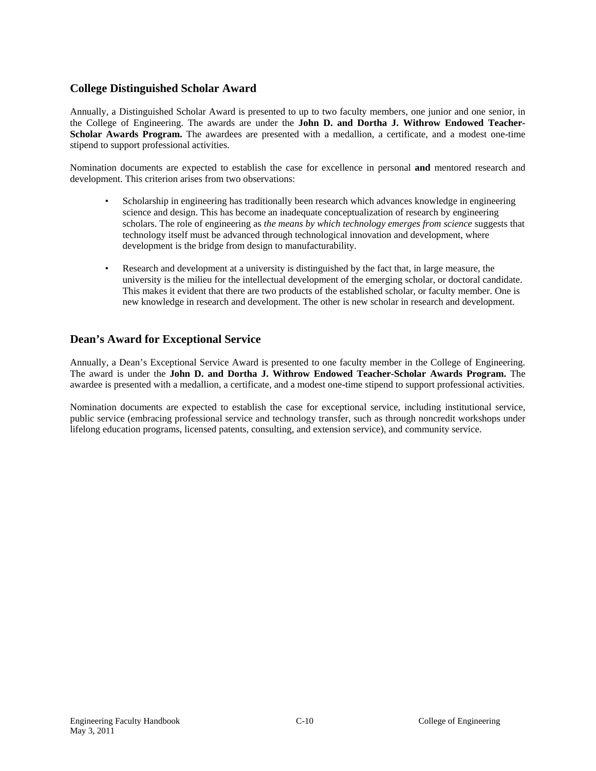## College Distinguished Scholar Award

Annually, a Distinguished Scholar Award is presented to up to two faculty members, one junior and one senior, in the College of Engineering. The awards are under the **John D. and Dortha J. Withrow Endowed Teacher-Scholar Awards Program.** The awardees are presented with a medallion, a certificate, and a modest one-time stipend to support professional activities.

Nomination documents are expected to establish the case for excellence in personal **and** mentored research and development. This criterion arises from two observations:

- Scholarship in engineering has traditionally been research which advances knowledge in engineering science and design. This has become an inadequate conceptualization of research by engineering scholars. The role of engineering as *the means by which technology emerges from science* suggests that technology itself must be advanced through technological innovation and development, where development is the bridge from design to manufacturability.

- Research and development at a university is distinguished by the fact that, in large measure, the university is the milieu for the intellectual development of the emerging scholar, or doctoral candidate. This makes it evident that there are two products of the established scholar, or faculty member. One is new knowledge in research and development. The other is new scholar in research and development.

## Dean's Award for Exceptional Service

Annually, a Dean's Exceptional Service Award is presented to one faculty member in the College of Engineering. The award is under the **John D. and Dortha J. Withrow Endowed Teacher-Scholar Awards Program.** The awardee is presented with a medallion, a certificate, and a modest one-time stipend to support professional activities.

Nomination documents are expected to establish the case for exceptional service, including institutional service, public service (embracing professional service and technology transfer, such as through noncredit workshops under lifelong education programs, licensed patents, consulting, and extension service), and community service.